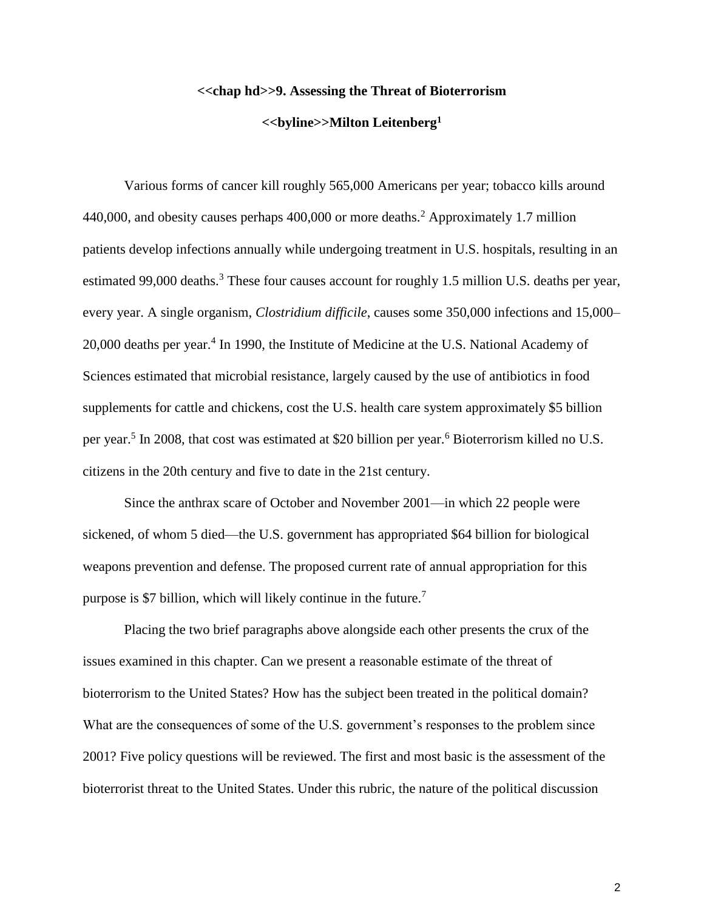# <<chap hd>>9. Assessing the Threat of Bioterrorism

**<<byline>>Milton Leitenberg[1]**

Various forms of cancer kill roughly 565,000 Americans per year; tobacco kills around 440,000, and obesity causes perhaps 400,000 or more deaths.[2] Approximately 1.7 million patients develop infections annually while undergoing treatment in U.S. hospitals, resulting in an estimated 99,000 deaths.[3] These four causes account for roughly 1.5 million U.S. deaths per year, every year. A single organism, *Clostridium difficile*, causes some 350,000 infections and 15,000–20,000 deaths per year.[4] In 1990, the Institute of Medicine at the U.S. National Academy of Sciences estimated that microbial resistance, largely caused by the use of antibiotics in food supplements for cattle and chickens, cost the U.S. health care system approximately $5 billion per year.[5] In 2008, that cost was estimated at $20 billion per year.[6] Bioterrorism killed no U.S. citizens in the 20th century and five to date in the 21st century.

Since the anthrax scare of October and November 2001—in which 22 people were sickened, of whom 5 died—the U.S. government has appropriated $64 billion for biological weapons prevention and defense. The proposed current rate of annual appropriation for this purpose is $7 billion, which will likely continue in the future.[7]

Placing the two brief paragraphs above alongside each other presents the crux of the issues examined in this chapter. Can we present a reasonable estimate of the threat of bioterrorism to the United States? How has the subject been treated in the political domain? What are the consequences of some of the U.S. government's responses to the problem since 2001? Five policy questions will be reviewed. The first and most basic is the assessment of the bioterrorist threat to the United States. Under this rubric, the nature of the political discussion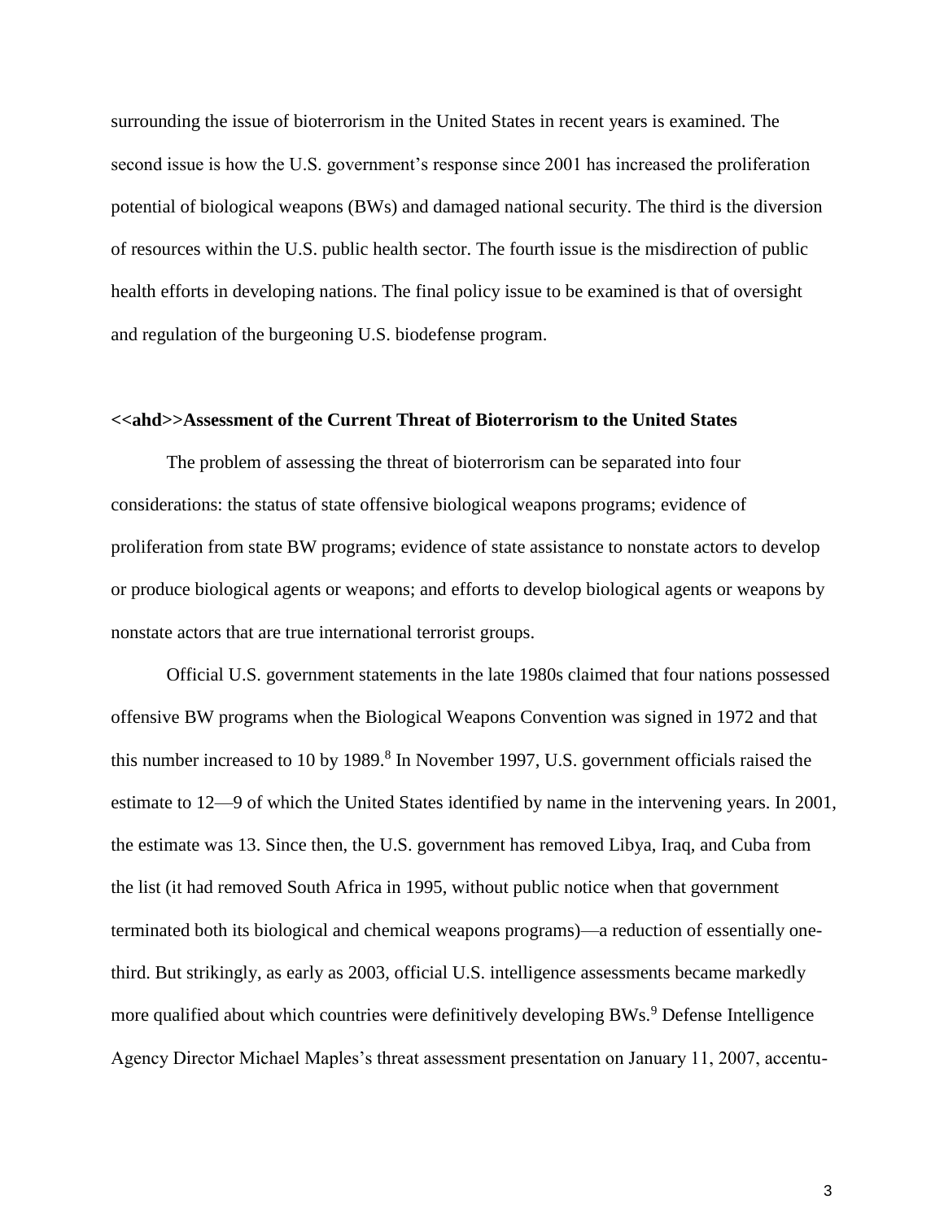surrounding the issue of bioterrorism in the United States in recent years is examined. The second issue is how the U.S. government's response since 2001 has increased the proliferation potential of biological weapons (BWs) and damaged national security. The third is the diversion of resources within the U.S. public health sector. The fourth issue is the misdirection of public health efforts in developing nations. The final policy issue to be examined is that of oversight and regulation of the burgeoning U.S. biodefense program.

## <<ahd>>Assessment of the Current Threat of Bioterrorism to the United States

The problem of assessing the threat of bioterrorism can be separated into four considerations: the status of state offensive biological weapons programs; evidence of proliferation from state BW programs; evidence of state assistance to nonstate actors to develop or produce biological agents or weapons; and efforts to develop biological agents or weapons by nonstate actors that are true international terrorist groups.

Official U.S. government statements in the late 1980s claimed that four nations possessed offensive BW programs when the Biological Weapons Convention was signed in 1972 and that this number increased to 10 by 1989.[8] In November 1997, U.S. government officials raised the estimate to 12—9 of which the United States identified by name in the intervening years. In 2001, the estimate was 13. Since then, the U.S. government has removed Libya, Iraq, and Cuba from the list (it had removed South Africa in 1995, without public notice when that government terminated both its biological and chemical weapons programs)—a reduction of essentially one-third. But strikingly, as early as 2003, official U.S. intelligence assessments became markedly more qualified about which countries were definitively developing BWs.[9] Defense Intelligence Agency Director Michael Maples's threat assessment presentation on January 11, 2007, accentu-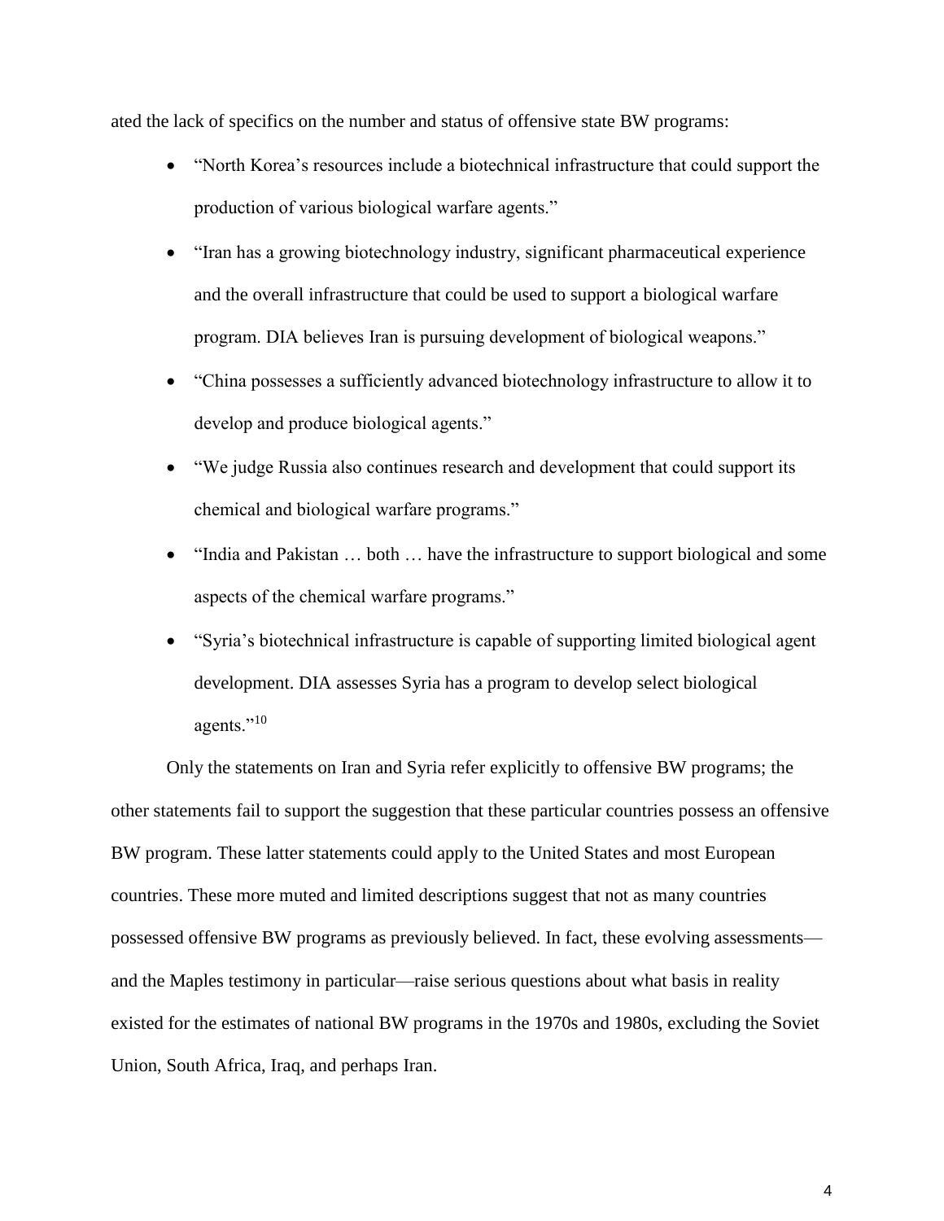ated the lack of specifics on the number and status of offensive state BW programs:

- "North Korea's resources include a biotechnical infrastructure that could support the production of various biological warfare agents."
- "Iran has a growing biotechnology industry, significant pharmaceutical experience and the overall infrastructure that could be used to support a biological warfare program. DIA believes Iran is pursuing development of biological weapons."
- "China possesses a sufficiently advanced biotechnology infrastructure to allow it to develop and produce biological agents."
- "We judge Russia also continues research and development that could support its chemical and biological warfare programs."
- "India and Pakistan … both … have the infrastructure to support biological and some aspects of the chemical warfare programs."
- "Syria's biotechnical infrastructure is capable of supporting limited biological agent development. DIA assesses Syria has a program to develop select biological agents."[10]

Only the statements on Iran and Syria refer explicitly to offensive BW programs; the other statements fail to support the suggestion that these particular countries possess an offensive BW program. These latter statements could apply to the United States and most European countries. These more muted and limited descriptions suggest that not as many countries possessed offensive BW programs as previously believed. In fact, these evolving assessments—and the Maples testimony in particular—raise serious questions about what basis in reality existed for the estimates of national BW programs in the 1970s and 1980s, excluding the Soviet Union, South Africa, Iraq, and perhaps Iran.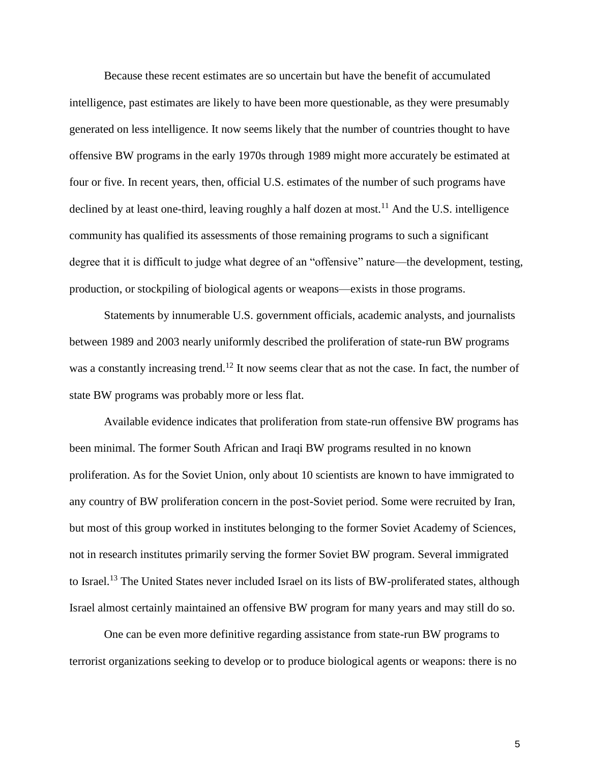Because these recent estimates are so uncertain but have the benefit of accumulated intelligence, past estimates are likely to have been more questionable, as they were presumably generated on less intelligence. It now seems likely that the number of countries thought to have offensive BW programs in the early 1970s through 1989 might more accurately be estimated at four or five. In recent years, then, official U.S. estimates of the number of such programs have declined by at least one-third, leaving roughly a half dozen at most.[11] And the U.S. intelligence community has qualified its assessments of those remaining programs to such a significant degree that it is difficult to judge what degree of an "offensive" nature—the development, testing, production, or stockpiling of biological agents or weapons—exists in those programs.

Statements by innumerable U.S. government officials, academic analysts, and journalists between 1989 and 2003 nearly uniformly described the proliferation of state-run BW programs was a constantly increasing trend.[12] It now seems clear that as not the case. In fact, the number of state BW programs was probably more or less flat.

Available evidence indicates that proliferation from state-run offensive BW programs has been minimal. The former South African and Iraqi BW programs resulted in no known proliferation. As for the Soviet Union, only about 10 scientists are known to have immigrated to any country of BW proliferation concern in the post-Soviet period. Some were recruited by Iran, but most of this group worked in institutes belonging to the former Soviet Academy of Sciences, not in research institutes primarily serving the former Soviet BW program. Several immigrated to Israel.[13] The United States never included Israel on its lists of BW-proliferated states, although Israel almost certainly maintained an offensive BW program for many years and may still do so.

One can be even more definitive regarding assistance from state-run BW programs to terrorist organizations seeking to develop or to produce biological agents or weapons: there is no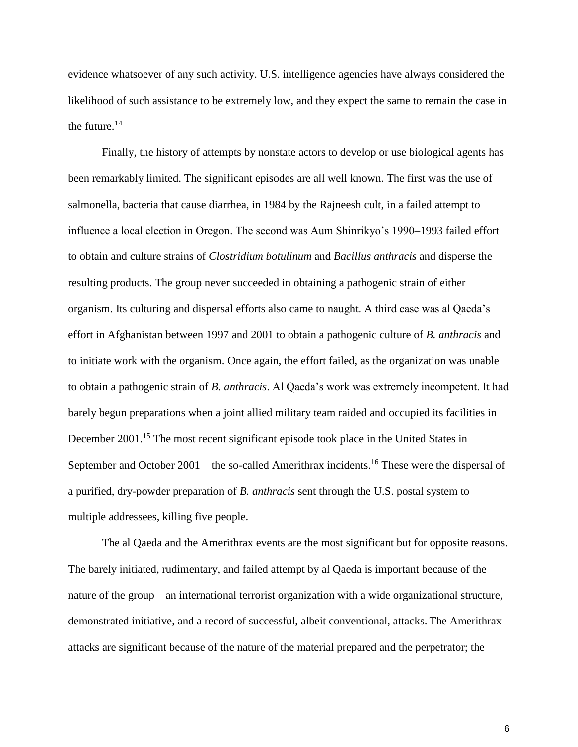evidence whatsoever of any such activity. U.S. intelligence agencies have always considered the likelihood of such assistance to be extremely low, and they expect the same to remain the case in the future.[14]

Finally, the history of attempts by nonstate actors to develop or use biological agents has been remarkably limited. The significant episodes are all well known. The first was the use of salmonella, bacteria that cause diarrhea, in 1984 by the Rajneesh cult, in a failed attempt to influence a local election in Oregon. The second was Aum Shinrikyo's 1990–1993 failed effort to obtain and culture strains of *Clostridium botulinum* and *Bacillus anthracis* and disperse the resulting products. The group never succeeded in obtaining a pathogenic strain of either organism. Its culturing and dispersal efforts also came to naught. A third case was al Qaeda's effort in Afghanistan between 1997 and 2001 to obtain a pathogenic culture of *B. anthracis* and to initiate work with the organism. Once again, the effort failed, as the organization was unable to obtain a pathogenic strain of *B. anthracis*. Al Qaeda's work was extremely incompetent. It had barely begun preparations when a joint allied military team raided and occupied its facilities in December 2001.[15] The most recent significant episode took place in the United States in September and October 2001—the so-called Amerithrax incidents.[16] These were the dispersal of a purified, dry-powder preparation of *B. anthracis* sent through the U.S. postal system to multiple addressees, killing five people.

The al Qaeda and the Amerithrax events are the most significant but for opposite reasons. The barely initiated, rudimentary, and failed attempt by al Qaeda is important because of the nature of the group—an international terrorist organization with a wide organizational structure, demonstrated initiative, and a record of successful, albeit conventional, attacks. The Amerithrax attacks are significant because of the nature of the material prepared and the perpetrator; the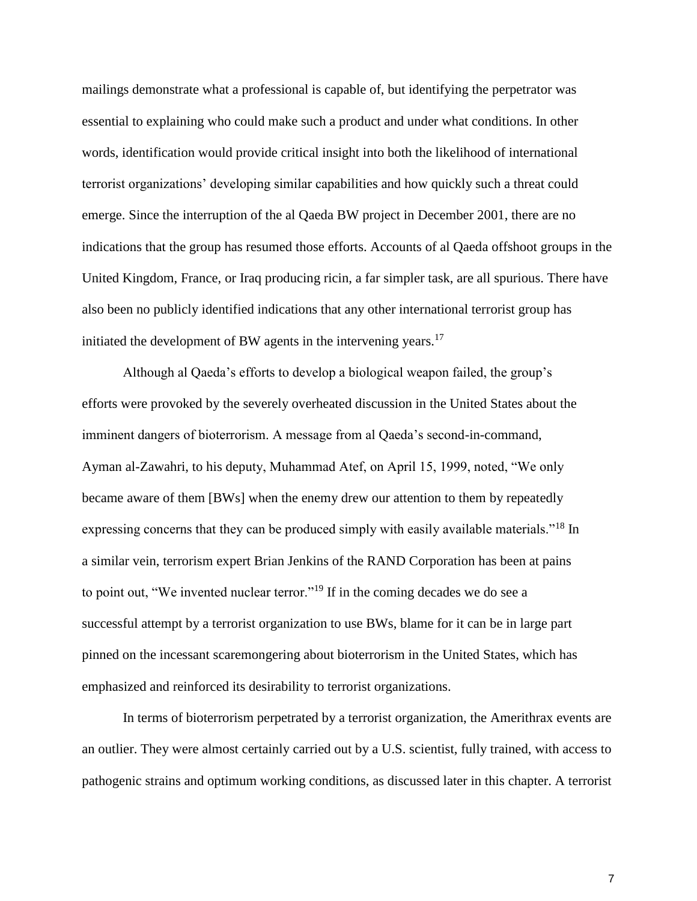mailings demonstrate what a professional is capable of, but identifying the perpetrator was essential to explaining who could make such a product and under what conditions. In other words, identification would provide critical insight into both the likelihood of international terrorist organizations' developing similar capabilities and how quickly such a threat could emerge. Since the interruption of the al Qaeda BW project in December 2001, there are no indications that the group has resumed those efforts. Accounts of al Qaeda offshoot groups in the United Kingdom, France, or Iraq producing ricin, a far simpler task, are all spurious. There have also been no publicly identified indications that any other international terrorist group has initiated the development of BW agents in the intervening years.[17]

Although al Qaeda's efforts to develop a biological weapon failed, the group's efforts were provoked by the severely overheated discussion in the United States about the imminent dangers of bioterrorism. A message from al Qaeda's second-in-command, Ayman al-Zawahri, to his deputy, Muhammad Atef, on April 15, 1999, noted, "We only became aware of them [BWs] when the enemy drew our attention to them by repeatedly expressing concerns that they can be produced simply with easily available materials."[18] In a similar vein, terrorism expert Brian Jenkins of the RAND Corporation has been at pains to point out, "We invented nuclear terror."[19] If in the coming decades we do see a successful attempt by a terrorist organization to use BWs, blame for it can be in large part pinned on the incessant scaremongering about bioterrorism in the United States, which has emphasized and reinforced its desirability to terrorist organizations.

In terms of bioterrorism perpetrated by a terrorist organization, the Amerithrax events are an outlier. They were almost certainly carried out by a U.S. scientist, fully trained, with access to pathogenic strains and optimum working conditions, as discussed later in this chapter. A terrorist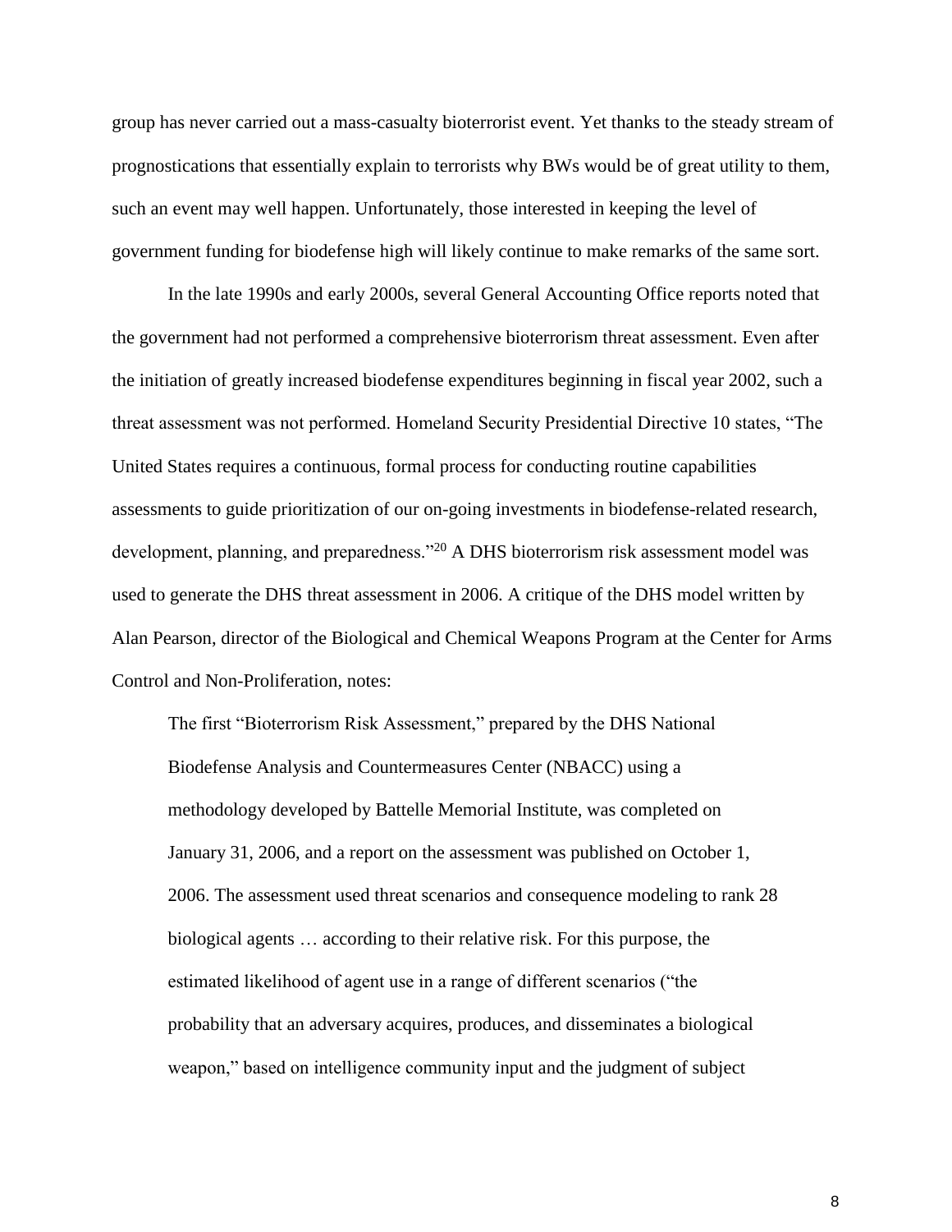group has never carried out a mass-casualty bioterrorist event. Yet thanks to the steady stream of prognostications that essentially explain to terrorists why BWs would be of great utility to them, such an event may well happen. Unfortunately, those interested in keeping the level of government funding for biodefense high will likely continue to make remarks of the same sort.

In the late 1990s and early 2000s, several General Accounting Office reports noted that the government had not performed a comprehensive bioterrorism threat assessment. Even after the initiation of greatly increased biodefense expenditures beginning in fiscal year 2002, such a threat assessment was not performed. Homeland Security Presidential Directive 10 states, "The United States requires a continuous, formal process for conducting routine capabilities assessments to guide prioritization of our on-going investments in biodefense-related research, development, planning, and preparedness."[20] A DHS bioterrorism risk assessment model was used to generate the DHS threat assessment in 2006. A critique of the DHS model written by Alan Pearson, director of the Biological and Chemical Weapons Program at the Center for Arms Control and Non-Proliferation, notes:

> The first "Bioterrorism Risk Assessment," prepared by the DHS National Biodefense Analysis and Countermeasures Center (NBACC) using a methodology developed by Battelle Memorial Institute, was completed on January 31, 2006, and a report on the assessment was published on October 1, 2006. The assessment used threat scenarios and consequence modeling to rank 28 biological agents … according to their relative risk. For this purpose, the estimated likelihood of agent use in a range of different scenarios ("the probability that an adversary acquires, produces, and disseminates a biological weapon," based on intelligence community input and the judgment of subject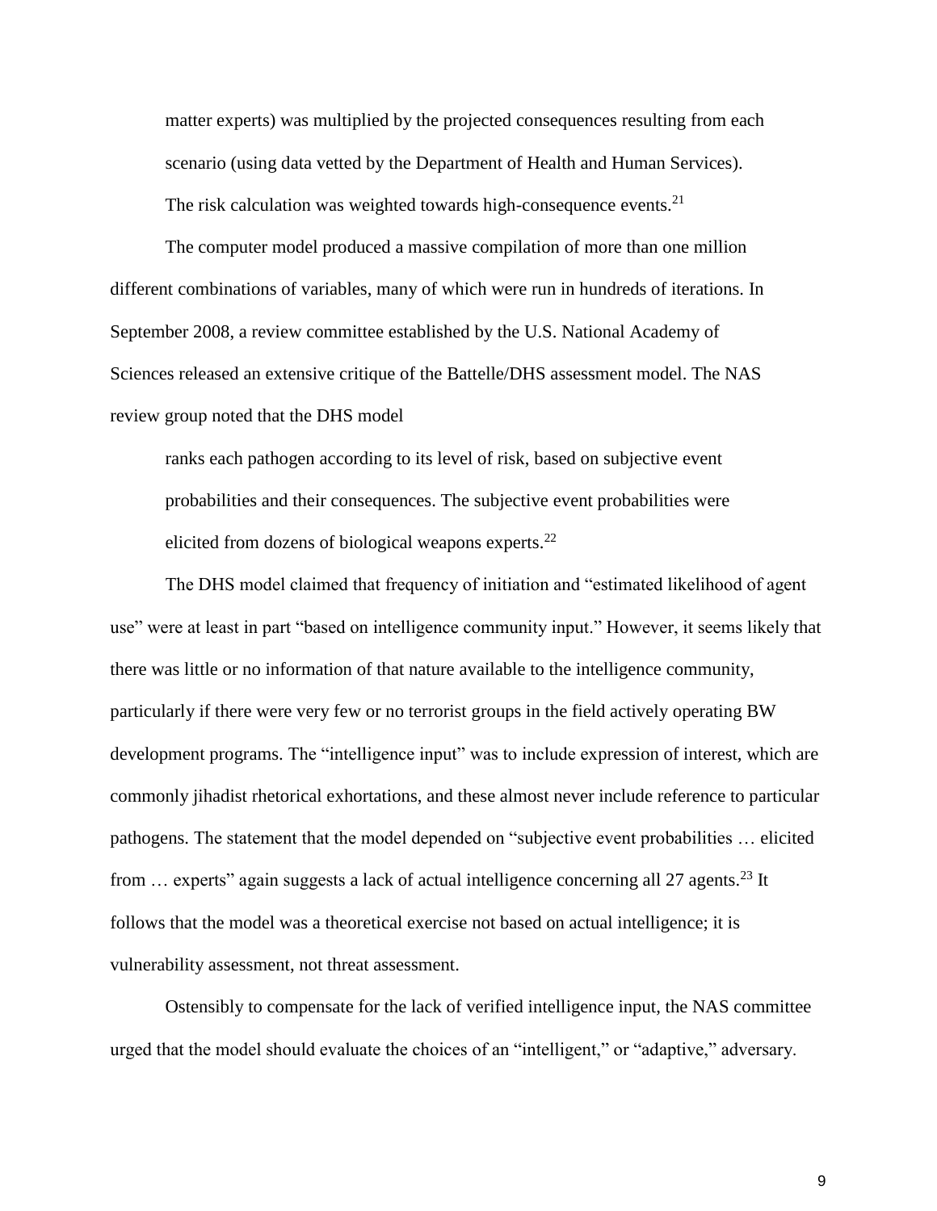> matter experts) was multiplied by the projected consequences resulting from each scenario (using data vetted by the Department of Health and Human Services). The risk calculation was weighted towards high-consequence events.[21]

The computer model produced a massive compilation of more than one million different combinations of variables, many of which were run in hundreds of iterations. In September 2008, a review committee established by the U.S. National Academy of Sciences released an extensive critique of the Battelle/DHS assessment model. The NAS review group noted that the DHS model

> ranks each pathogen according to its level of risk, based on subjective event probabilities and their consequences. The subjective event probabilities were elicited from dozens of biological weapons experts.[22]

The DHS model claimed that frequency of initiation and "estimated likelihood of agent use" were at least in part "based on intelligence community input." However, it seems likely that there was little or no information of that nature available to the intelligence community, particularly if there were very few or no terrorist groups in the field actively operating BW development programs. The "intelligence input" was to include expression of interest, which are commonly jihadist rhetorical exhortations, and these almost never include reference to particular pathogens. The statement that the model depended on "subjective event probabilities … elicited from … experts" again suggests a lack of actual intelligence concerning all 27 agents.[23] It follows that the model was a theoretical exercise not based on actual intelligence; it is vulnerability assessment, not threat assessment.

Ostensibly to compensate for the lack of verified intelligence input, the NAS committee urged that the model should evaluate the choices of an "intelligent," or "adaptive," adversary.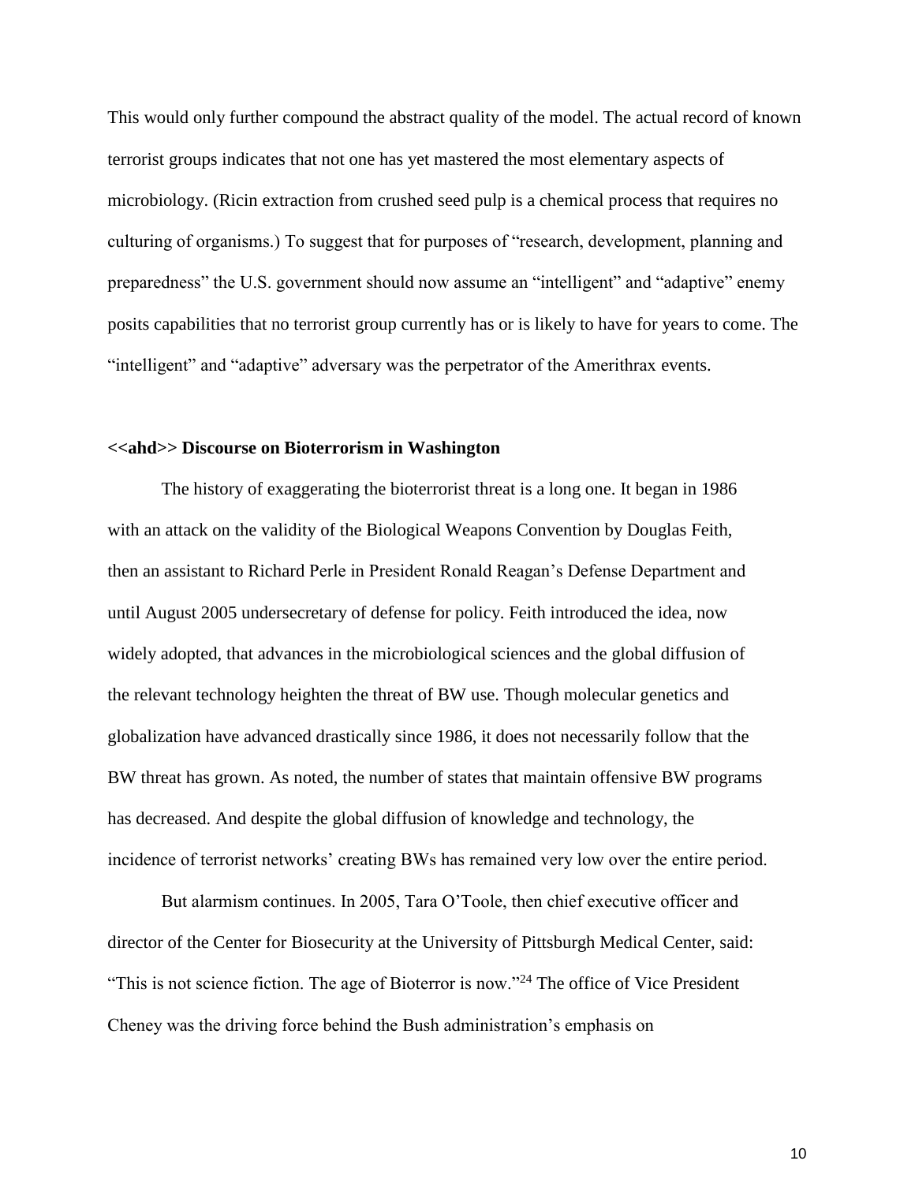This would only further compound the abstract quality of the model. The actual record of known terrorist groups indicates that not one has yet mastered the most elementary aspects of microbiology. (Ricin extraction from crushed seed pulp is a chemical process that requires no culturing of organisms.) To suggest that for purposes of "research, development, planning and preparedness" the U.S. government should now assume an "intelligent" and "adaptive" enemy posits capabilities that no terrorist group currently has or is likely to have for years to come. The "intelligent" and "adaptive" adversary was the perpetrator of the Amerithrax events.

**<<ahd>> Discourse on Bioterrorism in Washington**

The history of exaggerating the bioterrorist threat is a long one. It began in 1986 with an attack on the validity of the Biological Weapons Convention by Douglas Feith, then an assistant to Richard Perle in President Ronald Reagan's Defense Department and until August 2005 undersecretary of defense for policy. Feith introduced the idea, now widely adopted, that advances in the microbiological sciences and the global diffusion of the relevant technology heighten the threat of BW use. Though molecular genetics and globalization have advanced drastically since 1986, it does not necessarily follow that the BW threat has grown. As noted, the number of states that maintain offensive BW programs has decreased. And despite the global diffusion of knowledge and technology, the incidence of terrorist networks' creating BWs has remained very low over the entire period.

But alarmism continues. In 2005, Tara O'Toole, then chief executive officer and director of the Center for Biosecurity at the University of Pittsburgh Medical Center, said: "This is not science fiction. The age of Bioterror is now."[24] The office of Vice President Cheney was the driving force behind the Bush administration's emphasis on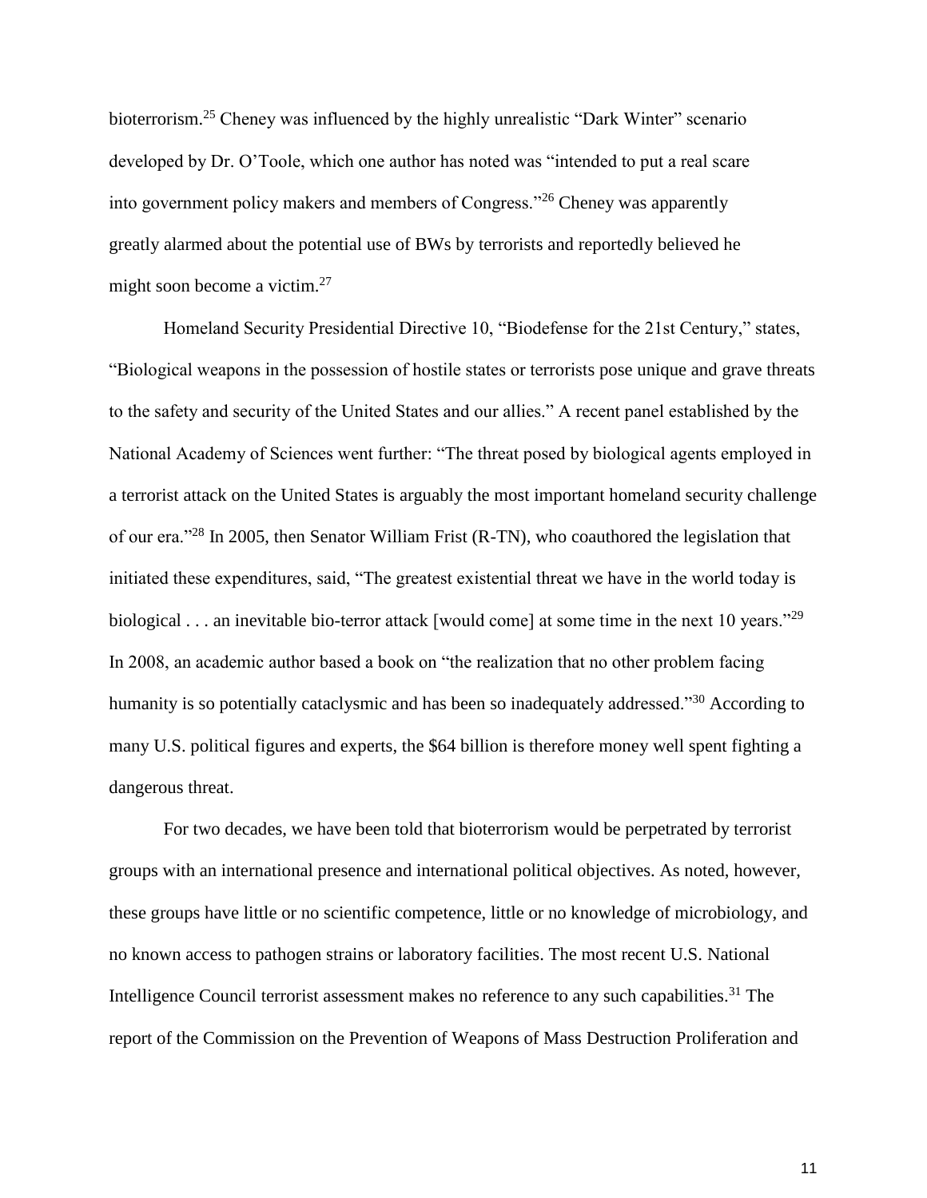bioterrorism.[25] Cheney was influenced by the highly unrealistic "Dark Winter" scenario developed by Dr. O'Toole, which one author has noted was "intended to put a real scare into government policy makers and members of Congress."[26] Cheney was apparently greatly alarmed about the potential use of BWs by terrorists and reportedly believed he might soon become a victim.[27]

Homeland Security Presidential Directive 10, "Biodefense for the 21st Century," states, "Biological weapons in the possession of hostile states or terrorists pose unique and grave threats to the safety and security of the United States and our allies." A recent panel established by the National Academy of Sciences went further: "The threat posed by biological agents employed in a terrorist attack on the United States is arguably the most important homeland security challenge of our era."[28] In 2005, then Senator William Frist (R-TN), who coauthored the legislation that initiated these expenditures, said, "The greatest existential threat we have in the world today is biological . . . an inevitable bio-terror attack [would come] at some time in the next 10 years."[29] In 2008, an academic author based a book on "the realization that no other problem facing humanity is so potentially cataclysmic and has been so inadequately addressed."[30] According to many U.S. political figures and experts, the $64 billion is therefore money well spent fighting a dangerous threat.

For two decades, we have been told that bioterrorism would be perpetrated by terrorist groups with an international presence and international political objectives. As noted, however, these groups have little or no scientific competence, little or no knowledge of microbiology, and no known access to pathogen strains or laboratory facilities. The most recent U.S. National Intelligence Council terrorist assessment makes no reference to any such capabilities.[31] The report of the Commission on the Prevention of Weapons of Mass Destruction Proliferation and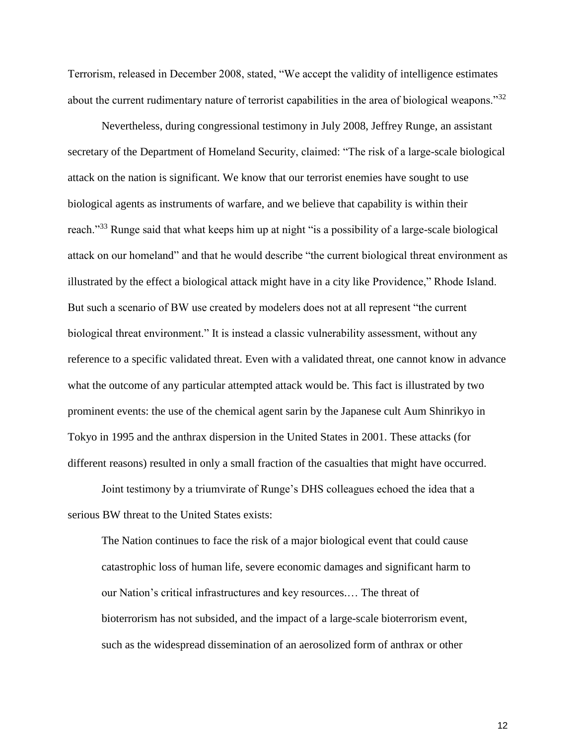Terrorism, released in December 2008, stated, “We accept the validity of intelligence estimates about the current rudimentary nature of terrorist capabilities in the area of biological weapons.”[32]

Nevertheless, during congressional testimony in July 2008, Jeffrey Runge, an assistant secretary of the Department of Homeland Security, claimed: “The risk of a large-scale biological attack on the nation is significant. We know that our terrorist enemies have sought to use biological agents as instruments of warfare, and we believe that capability is within their reach.”[33] Runge said that what keeps him up at night “is a possibility of a large-scale biological attack on our homeland” and that he would describe “the current biological threat environment as illustrated by the effect a biological attack might have in a city like Providence,” Rhode Island. But such a scenario of BW use created by modelers does not at all represent “the current biological threat environment.” It is instead a classic vulnerability assessment, without any reference to a specific validated threat. Even with a validated threat, one cannot know in advance what the outcome of any particular attempted attack would be. This fact is illustrated by two prominent events: the use of the chemical agent sarin by the Japanese cult Aum Shinrikyo in Tokyo in 1995 and the anthrax dispersion in the United States in 2001. These attacks (for different reasons) resulted in only a small fraction of the casualties that might have occurred.

Joint testimony by a triumvirate of Runge’s DHS colleagues echoed the idea that a serious BW threat to the United States exists:

> The Nation continues to face the risk of a major biological event that could cause catastrophic loss of human life, severe economic damages and significant harm to our Nation’s critical infrastructures and key resources.… The threat of bioterrorism has not subsided, and the impact of a large-scale bioterrorism event, such as the widespread dissemination of an aerosolized form of anthrax or other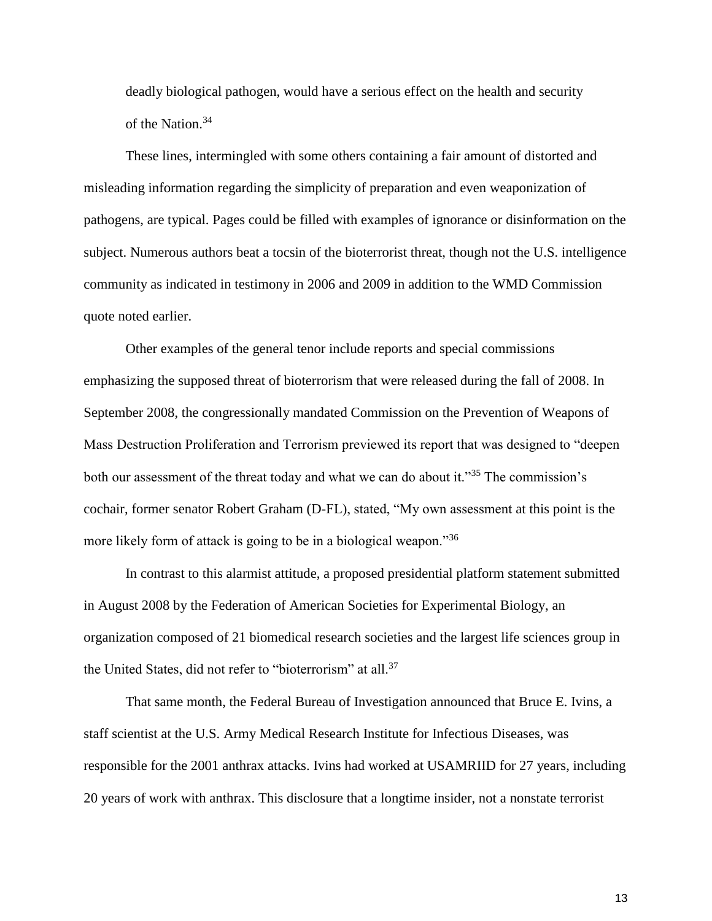deadly biological pathogen, would have a serious effect on the health and security of the Nation.[34]

These lines, intermingled with some others containing a fair amount of distorted and misleading information regarding the simplicity of preparation and even weaponization of pathogens, are typical. Pages could be filled with examples of ignorance or disinformation on the subject. Numerous authors beat a tocsin of the bioterrorist threat, though not the U.S. intelligence community as indicated in testimony in 2006 and 2009 in addition to the WMD Commission quote noted earlier.

Other examples of the general tenor include reports and special commissions emphasizing the supposed threat of bioterrorism that were released during the fall of 2008. In September 2008, the congressionally mandated Commission on the Prevention of Weapons of Mass Destruction Proliferation and Terrorism previewed its report that was designed to "deepen both our assessment of the threat today and what we can do about it."[35] The commission's cochair, former senator Robert Graham (D-FL), stated, "My own assessment at this point is the more likely form of attack is going to be in a biological weapon."[36]

In contrast to this alarmist attitude, a proposed presidential platform statement submitted in August 2008 by the Federation of American Societies for Experimental Biology, an organization composed of 21 biomedical research societies and the largest life sciences group in the United States, did not refer to "bioterrorism" at all.[37]

That same month, the Federal Bureau of Investigation announced that Bruce E. Ivins, a staff scientist at the U.S. Army Medical Research Institute for Infectious Diseases, was responsible for the 2001 anthrax attacks. Ivins had worked at USAMRIID for 27 years, including 20 years of work with anthrax. This disclosure that a longtime insider, not a nonstate terrorist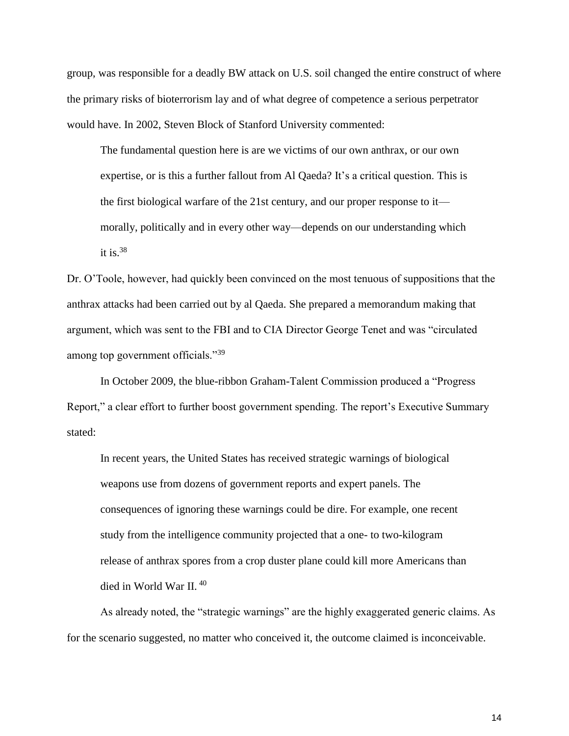group, was responsible for a deadly BW attack on U.S. soil changed the entire construct of where the primary risks of bioterrorism lay and of what degree of competence a serious perpetrator would have. In 2002, Steven Block of Stanford University commented:

> The fundamental question here is are we victims of our own anthrax, or our own expertise, or is this a further fallout from Al Qaeda? It's a critical question. This is the first biological warfare of the 21st century, and our proper response to it—morally, politically and in every other way—depends on our understanding which it is.[38]

Dr. O'Toole, however, had quickly been convinced on the most tenuous of suppositions that the anthrax attacks had been carried out by al Qaeda. She prepared a memorandum making that argument, which was sent to the FBI and to CIA Director George Tenet and was "circulated among top government officials."[39]

In October 2009, the blue-ribbon Graham-Talent Commission produced a "Progress Report," a clear effort to further boost government spending. The report's Executive Summary stated:

> In recent years, the United States has received strategic warnings of biological weapons use from dozens of government reports and expert panels. The consequences of ignoring these warnings could be dire. For example, one recent study from the intelligence community projected that a one- to two-kilogram release of anthrax spores from a crop duster plane could kill more Americans than died in World War II. [40]

As already noted, the "strategic warnings" are the highly exaggerated generic claims. As for the scenario suggested, no matter who conceived it, the outcome claimed is inconceivable.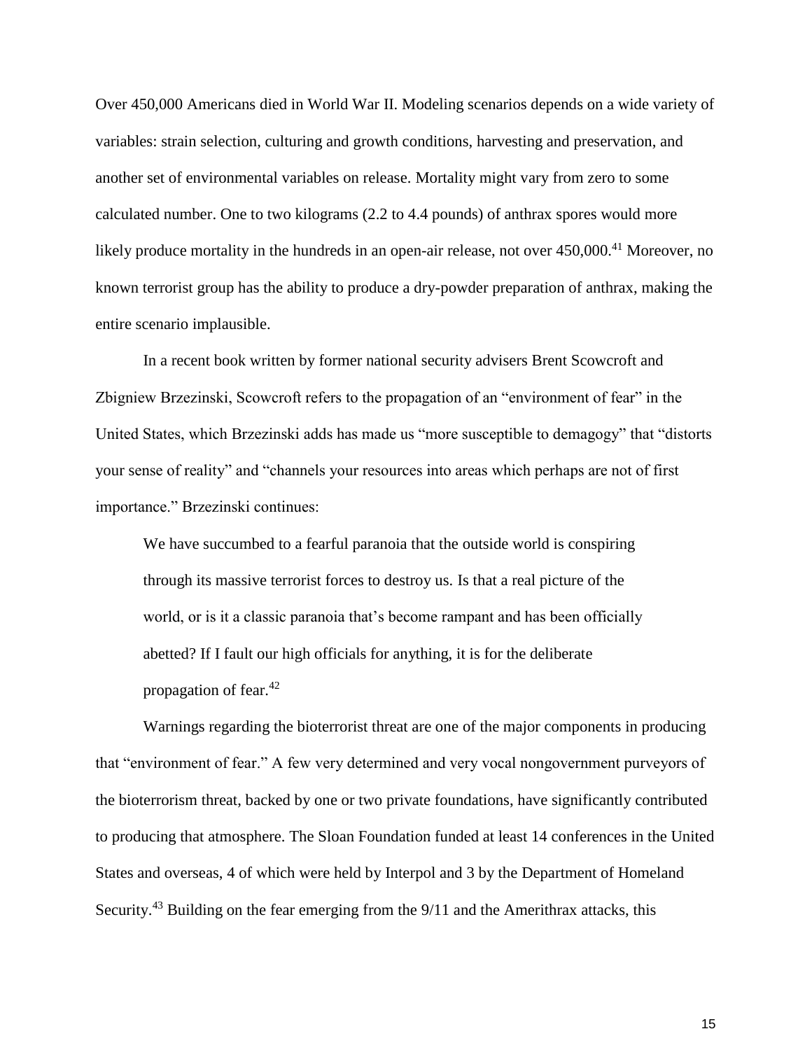Over 450,000 Americans died in World War II. Modeling scenarios depends on a wide variety of variables: strain selection, culturing and growth conditions, harvesting and preservation, and another set of environmental variables on release. Mortality might vary from zero to some calculated number. One to two kilograms (2.2 to 4.4 pounds) of anthrax spores would more likely produce mortality in the hundreds in an open-air release, not over 450,000.[41] Moreover, no known terrorist group has the ability to produce a dry-powder preparation of anthrax, making the entire scenario implausible.

In a recent book written by former national security advisers Brent Scowcroft and Zbigniew Brzezinski, Scowcroft refers to the propagation of an "environment of fear" in the United States, which Brzezinski adds has made us "more susceptible to demagogy" that "distorts your sense of reality" and "channels your resources into areas which perhaps are not of first importance." Brzezinski continues:

> We have succumbed to a fearful paranoia that the outside world is conspiring through its massive terrorist forces to destroy us. Is that a real picture of the world, or is it a classic paranoia that's become rampant and has been officially abetted? If I fault our high officials for anything, it is for the deliberate propagation of fear.[42]

Warnings regarding the bioterrorist threat are one of the major components in producing that "environment of fear." A few very determined and very vocal nongovernment purveyors of the bioterrorism threat, backed by one or two private foundations, have significantly contributed to producing that atmosphere. The Sloan Foundation funded at least 14 conferences in the United States and overseas, 4 of which were held by Interpol and 3 by the Department of Homeland Security.[43] Building on the fear emerging from the 9/11 and the Amerithrax attacks, this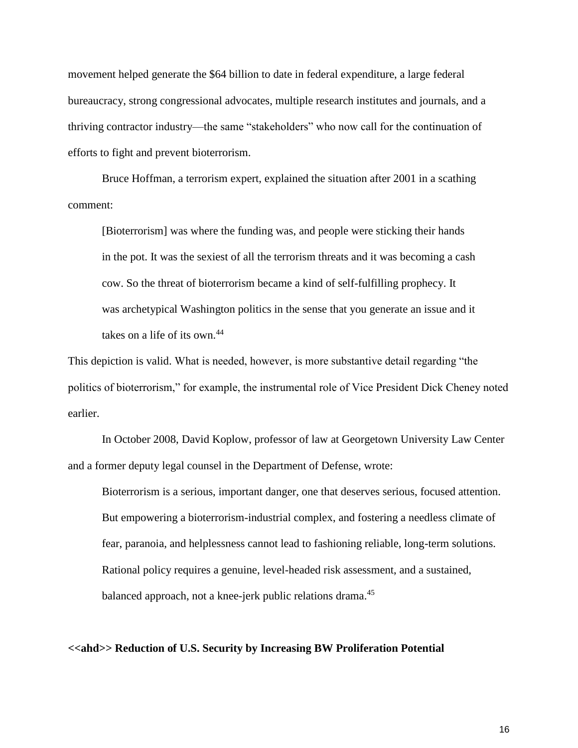movement helped generate the $64 billion to date in federal expenditure, a large federal bureaucracy, strong congressional advocates, multiple research institutes and journals, and a thriving contractor industry—the same "stakeholders" who now call for the continuation of efforts to fight and prevent bioterrorism.

Bruce Hoffman, a terrorism expert, explained the situation after 2001 in a scathing comment:

> [Bioterrorism] was where the funding was, and people were sticking their hands in the pot. It was the sexiest of all the terrorism threats and it was becoming a cash cow. So the threat of bioterrorism became a kind of self-fulfilling prophecy. It was archetypical Washington politics in the sense that you generate an issue and it takes on a life of its own.[44]

This depiction is valid. What is needed, however, is more substantive detail regarding "the politics of bioterrorism," for example, the instrumental role of Vice President Dick Cheney noted earlier.

In October 2008, David Koplow, professor of law at Georgetown University Law Center and a former deputy legal counsel in the Department of Defense, wrote:

> Bioterrorism is a serious, important danger, one that deserves serious, focused attention. But empowering a bioterrorism-industrial complex, and fostering a needless climate of fear, paranoia, and helplessness cannot lead to fashioning reliable, long-term solutions. Rational policy requires a genuine, level-headed risk assessment, and a sustained, balanced approach, not a knee-jerk public relations drama.[45]

**<<ahd>> Reduction of U.S. Security by Increasing BW Proliferation Potential**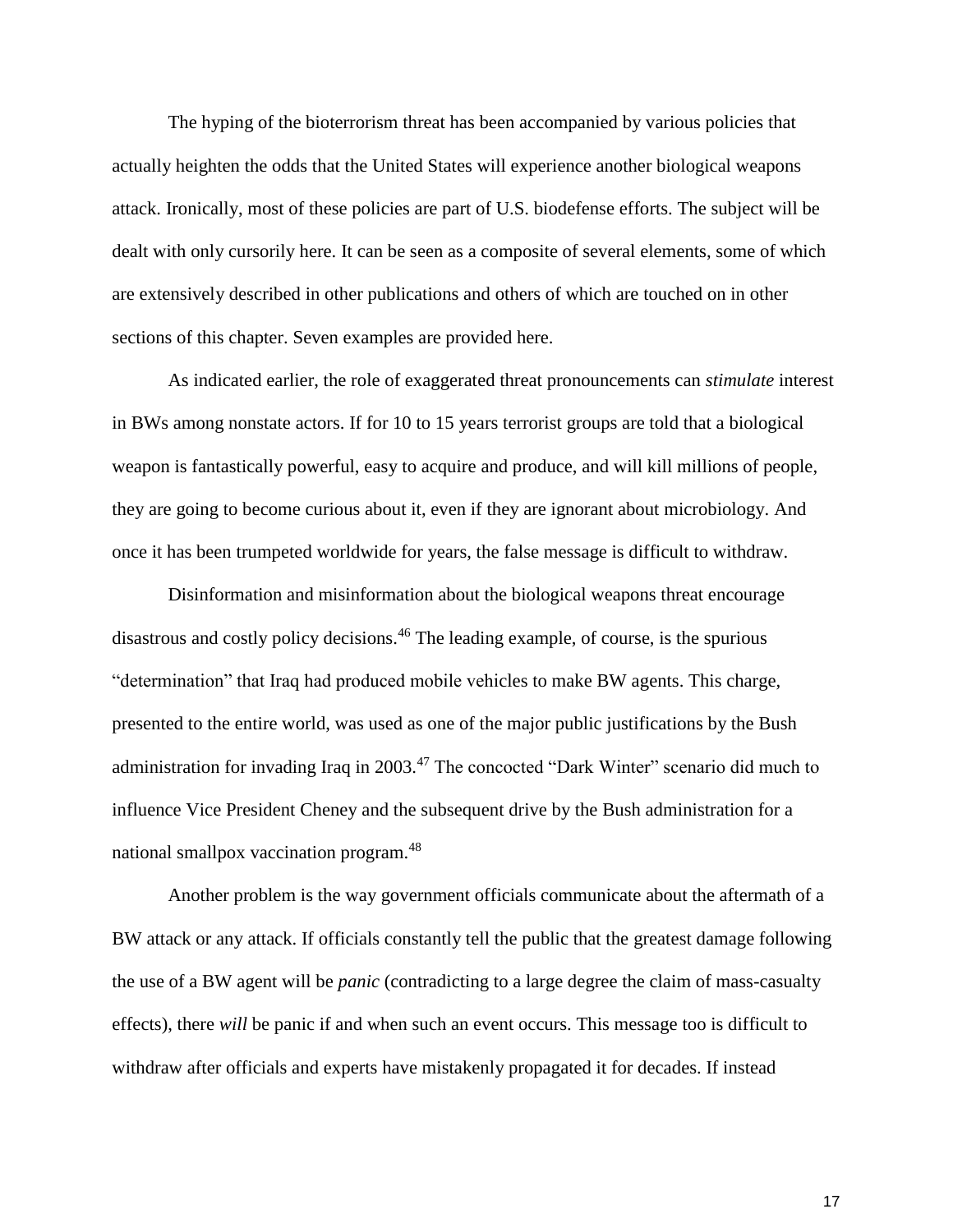The hyping of the bioterrorism threat has been accompanied by various policies that actually heighten the odds that the United States will experience another biological weapons attack. Ironically, most of these policies are part of U.S. biodefense efforts. The subject will be dealt with only cursorily here. It can be seen as a composite of several elements, some of which are extensively described in other publications and others of which are touched on in other sections of this chapter. Seven examples are provided here.

As indicated earlier, the role of exaggerated threat pronouncements can *stimulate* interest in BWs among nonstate actors. If for 10 to 15 years terrorist groups are told that a biological weapon is fantastically powerful, easy to acquire and produce, and will kill millions of people, they are going to become curious about it, even if they are ignorant about microbiology. And once it has been trumpeted worldwide for years, the false message is difficult to withdraw.

Disinformation and misinformation about the biological weapons threat encourage disastrous and costly policy decisions.[46] The leading example, of course, is the spurious "determination" that Iraq had produced mobile vehicles to make BW agents. This charge, presented to the entire world, was used as one of the major public justifications by the Bush administration for invading Iraq in 2003.[47] The concocted "Dark Winter" scenario did much to influence Vice President Cheney and the subsequent drive by the Bush administration for a national smallpox vaccination program.[48]

Another problem is the way government officials communicate about the aftermath of a BW attack or any attack. If officials constantly tell the public that the greatest damage following the use of a BW agent will be *panic* (contradicting to a large degree the claim of mass-casualty effects), there *will* be panic if and when such an event occurs. This message too is difficult to withdraw after officials and experts have mistakenly propagated it for decades. If instead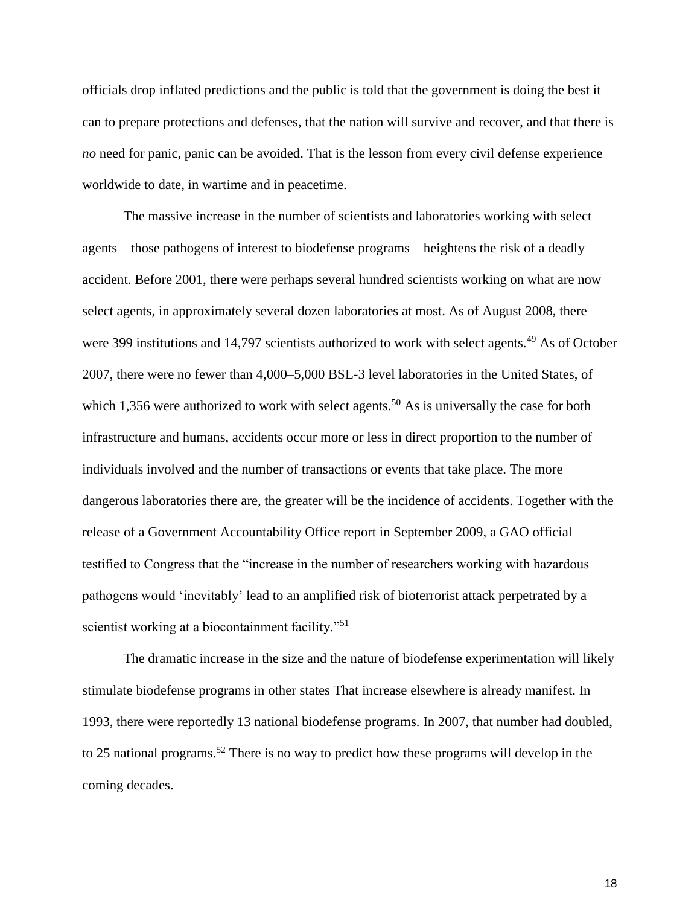officials drop inflated predictions and the public is told that the government is doing the best it can to prepare protections and defenses, that the nation will survive and recover, and that there is *no* need for panic, panic can be avoided. That is the lesson from every civil defense experience worldwide to date, in wartime and in peacetime.

The massive increase in the number of scientists and laboratories working with select agents—those pathogens of interest to biodefense programs—heightens the risk of a deadly accident. Before 2001, there were perhaps several hundred scientists working on what are now select agents, in approximately several dozen laboratories at most. As of August 2008, there were 399 institutions and 14,797 scientists authorized to work with select agents.[49] As of October 2007, there were no fewer than 4,000–5,000 BSL-3 level laboratories in the United States, of which 1,356 were authorized to work with select agents.[50] As is universally the case for both infrastructure and humans, accidents occur more or less in direct proportion to the number of individuals involved and the number of transactions or events that take place. The more dangerous laboratories there are, the greater will be the incidence of accidents. Together with the release of a Government Accountability Office report in September 2009, a GAO official testified to Congress that the "increase in the number of researchers working with hazardous pathogens would 'inevitably' lead to an amplified risk of bioterrorist attack perpetrated by a scientist working at a biocontainment facility."[51]

The dramatic increase in the size and the nature of biodefense experimentation will likely stimulate biodefense programs in other states That increase elsewhere is already manifest. In 1993, there were reportedly 13 national biodefense programs. In 2007, that number had doubled, to 25 national programs.[52] There is no way to predict how these programs will develop in the coming decades.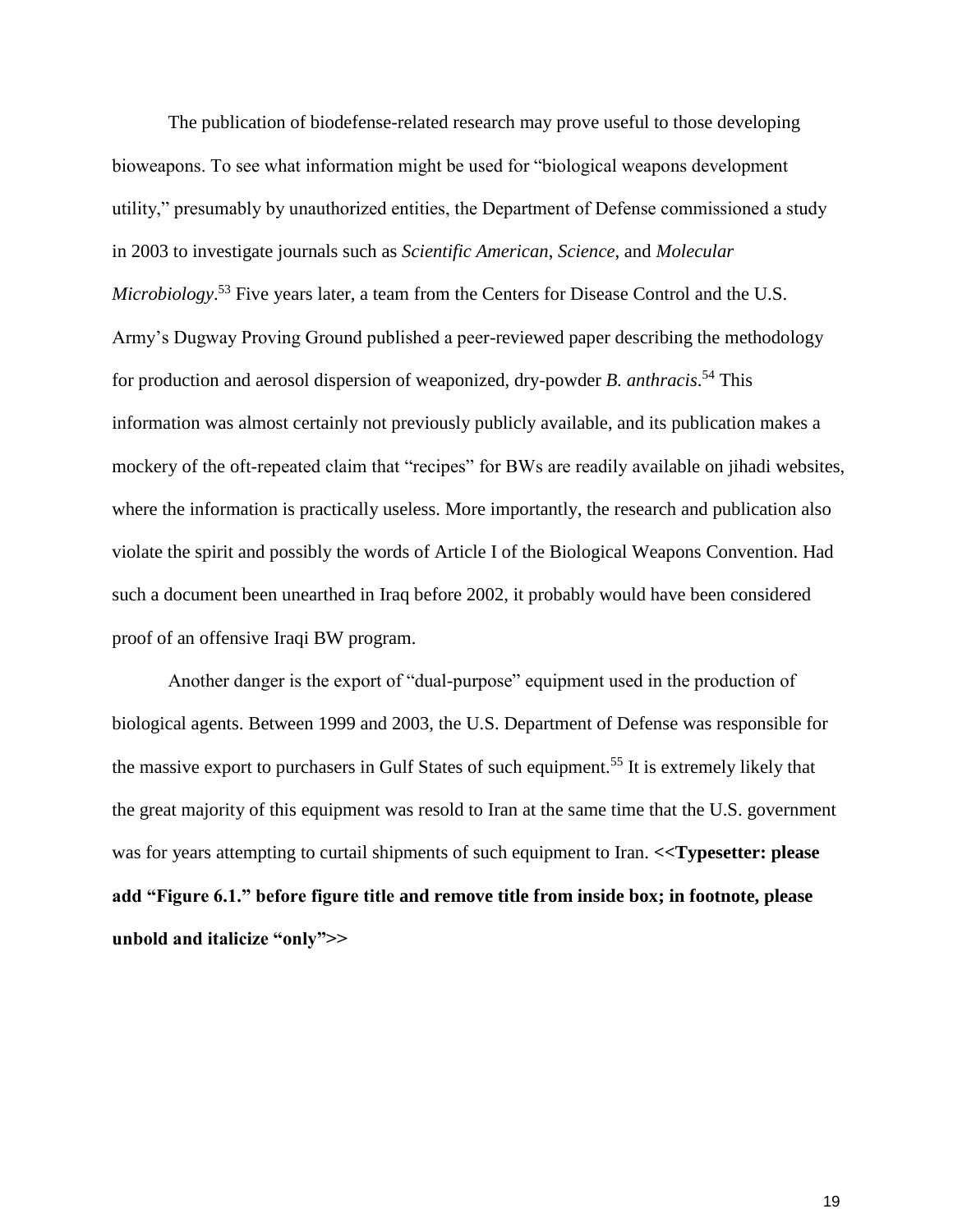The publication of biodefense-related research may prove useful to those developing bioweapons. To see what information might be used for "biological weapons development utility," presumably by unauthorized entities, the Department of Defense commissioned a study in 2003 to investigate journals such as *Scientific American*, *Science*, and *Molecular Microbiology*.[53] Five years later, a team from the Centers for Disease Control and the U.S. Army's Dugway Proving Ground published a peer-reviewed paper describing the methodology for production and aerosol dispersion of weaponized, dry-powder *B. anthracis*.[54] This information was almost certainly not previously publicly available, and its publication makes a mockery of the oft-repeated claim that "recipes" for BWs are readily available on jihadi websites, where the information is practically useless. More importantly, the research and publication also violate the spirit and possibly the words of Article I of the Biological Weapons Convention. Had such a document been unearthed in Iraq before 2002, it probably would have been considered proof of an offensive Iraqi BW program.

Another danger is the export of "dual-purpose" equipment used in the production of biological agents. Between 1999 and 2003, the U.S. Department of Defense was responsible for the massive export to purchasers in Gulf States of such equipment.[55] It is extremely likely that the great majority of this equipment was resold to Iran at the same time that the U.S. government was for years attempting to curtail shipments of such equipment to Iran. **<<Typesetter: please add "Figure 6.1." before figure title and remove title from inside box; in footnote, please unbold and italicize "only">>**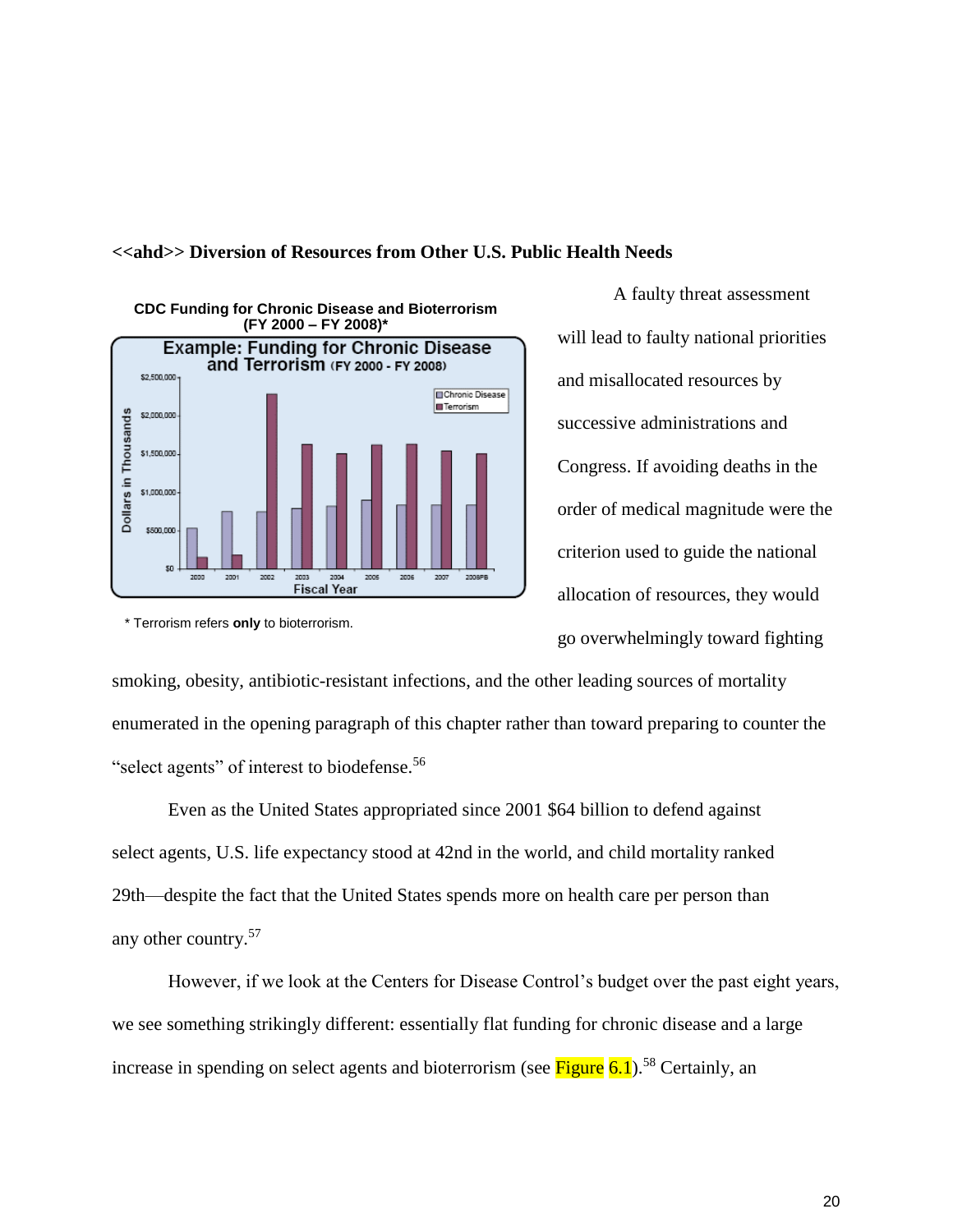## <<ahd>> Diversion of Resources from Other U.S. Public Health Needs

**CDC Funding for Chronic Disease and Bioterrorism (FY 2000 – FY 2008)***

\* Terrorism refers **only** to bioterrorism.

A faulty threat assessment will lead to faulty national priorities and misallocated resources by successive administrations and Congress. If avoiding deaths in the order of medical magnitude were the criterion used to guide the national allocation of resources, they would go overwhelmingly toward fighting smoking, obesity, antibiotic-resistant infections, and the other leading sources of mortality enumerated in the opening paragraph of this chapter rather than toward preparing to counter the "select agents" of interest to biodefense.[56]

Even as the United States appropriated since 2001 $64 billion to defend against select agents, U.S. life expectancy stood at 42nd in the world, and child mortality ranked 29th—despite the fact that the United States spends more on health care per person than any other country.[57]

However, if we look at the Centers for Disease Control's budget over the past eight years, we see something strikingly different: essentially flat funding for chronic disease and a large increase in spending on select agents and bioterrorism (see Figure 6.1).[58] Certainly, an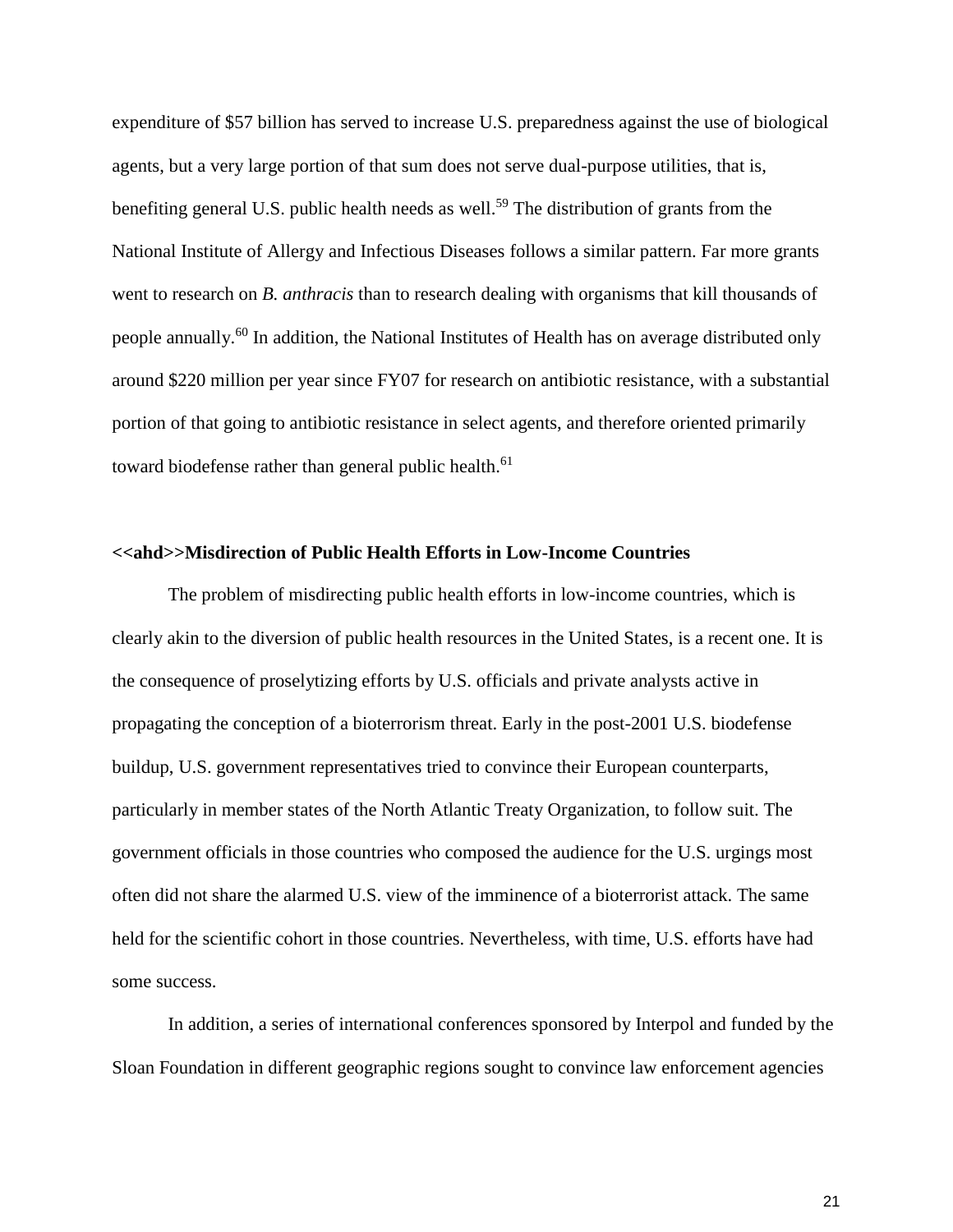expenditure of $57 billion has served to increase U.S. preparedness against the use of biological agents, but a very large portion of that sum does not serve dual-purpose utilities, that is, benefiting general U.S. public health needs as well.[59] The distribution of grants from the National Institute of Allergy and Infectious Diseases follows a similar pattern. Far more grants went to research on *B. anthracis* than to research dealing with organisms that kill thousands of people annually.[60] In addition, the National Institutes of Health has on average distributed only around $220 million per year since FY07 for research on antibiotic resistance, with a substantial portion of that going to antibiotic resistance in select agents, and therefore oriented primarily toward biodefense rather than general public health.[61]

**<<ahd>>Misdirection of Public Health Efforts in Low-Income Countries**

The problem of misdirecting public health efforts in low-income countries, which is clearly akin to the diversion of public health resources in the United States, is a recent one. It is the consequence of proselytizing efforts by U.S. officials and private analysts active in propagating the conception of a bioterrorism threat. Early in the post-2001 U.S. biodefense buildup, U.S. government representatives tried to convince their European counterparts, particularly in member states of the North Atlantic Treaty Organization, to follow suit. The government officials in those countries who composed the audience for the U.S. urgings most often did not share the alarmed U.S. view of the imminence of a bioterrorist attack. The same held for the scientific cohort in those countries. Nevertheless, with time, U.S. efforts have had some success.

In addition, a series of international conferences sponsored by Interpol and funded by the Sloan Foundation in different geographic regions sought to convince law enforcement agencies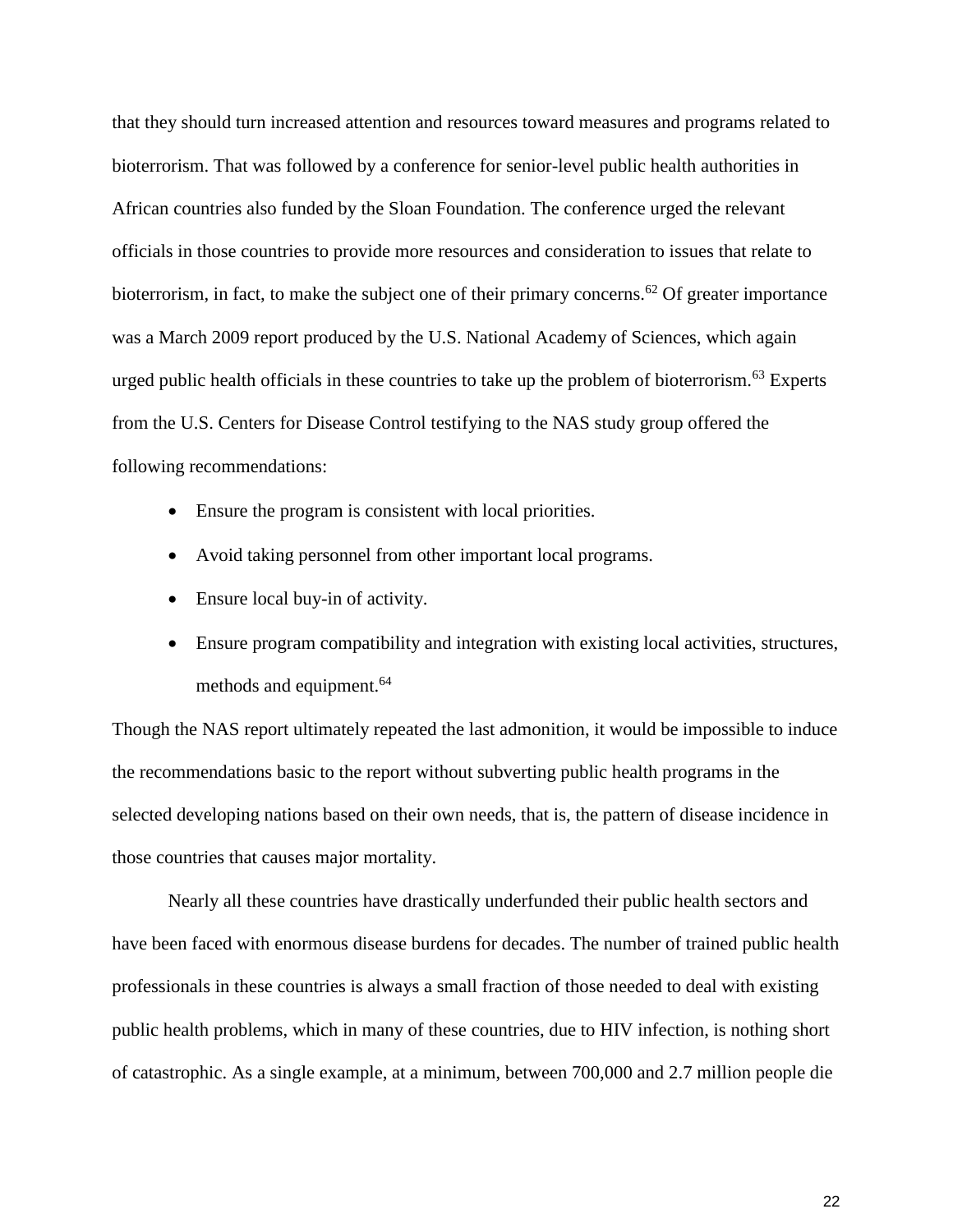that they should turn increased attention and resources toward measures and programs related to bioterrorism. That was followed by a conference for senior-level public health authorities in African countries also funded by the Sloan Foundation. The conference urged the relevant officials in those countries to provide more resources and consideration to issues that relate to bioterrorism, in fact, to make the subject one of their primary concerns.[62] Of greater importance was a March 2009 report produced by the U.S. National Academy of Sciences, which again urged public health officials in these countries to take up the problem of bioterrorism.[63] Experts from the U.S. Centers for Disease Control testifying to the NAS study group offered the following recommendations:

- Ensure the program is consistent with local priorities.
- Avoid taking personnel from other important local programs.
- Ensure local buy-in of activity.
- Ensure program compatibility and integration with existing local activities, structures, methods and equipment.[64]

Though the NAS report ultimately repeated the last admonition, it would be impossible to induce the recommendations basic to the report without subverting public health programs in the selected developing nations based on their own needs, that is, the pattern of disease incidence in those countries that causes major mortality.

Nearly all these countries have drastically underfunded their public health sectors and have been faced with enormous disease burdens for decades. The number of trained public health professionals in these countries is always a small fraction of those needed to deal with existing public health problems, which in many of these countries, due to HIV infection, is nothing short of catastrophic. As a single example, at a minimum, between 700,000 and 2.7 million people die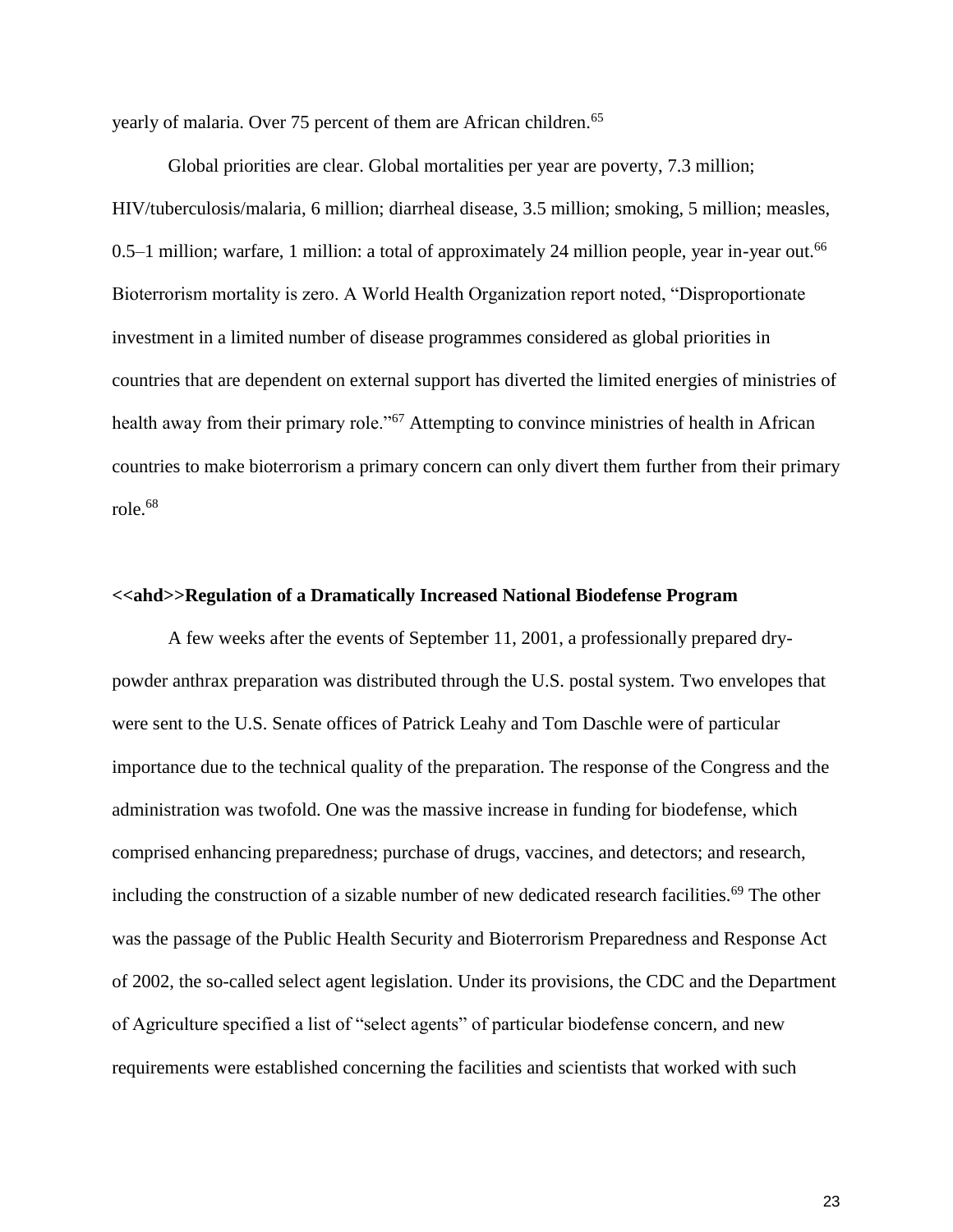yearly of malaria. Over 75 percent of them are African children.[65]

Global priorities are clear. Global mortalities per year are poverty, 7.3 million; HIV/tuberculosis/malaria, 6 million; diarrheal disease, 3.5 million; smoking, 5 million; measles, 0.5–1 million; warfare, 1 million: a total of approximately 24 million people, year in-year out.[66] Bioterrorism mortality is zero. A World Health Organization report noted, “Disproportionate investment in a limited number of disease programmes considered as global priorities in countries that are dependent on external support has diverted the limited energies of ministries of health away from their primary role.”[67] Attempting to convince ministries of health in African countries to make bioterrorism a primary concern can only divert them further from their primary role.[68]

## <<ahd>>Regulation of a Dramatically Increased National Biodefense Program

A few weeks after the events of September 11, 2001, a professionally prepared dry-powder anthrax preparation was distributed through the U.S. postal system. Two envelopes that were sent to the U.S. Senate offices of Patrick Leahy and Tom Daschle were of particular importance due to the technical quality of the preparation. The response of the Congress and the administration was twofold. One was the massive increase in funding for biodefense, which comprised enhancing preparedness; purchase of drugs, vaccines, and detectors; and research, including the construction of a sizable number of new dedicated research facilities.[69] The other was the passage of the Public Health Security and Bioterrorism Preparedness and Response Act of 2002, the so-called select agent legislation. Under its provisions, the CDC and the Department of Agriculture specified a list of “select agents” of particular biodefense concern, and new requirements were established concerning the facilities and scientists that worked with such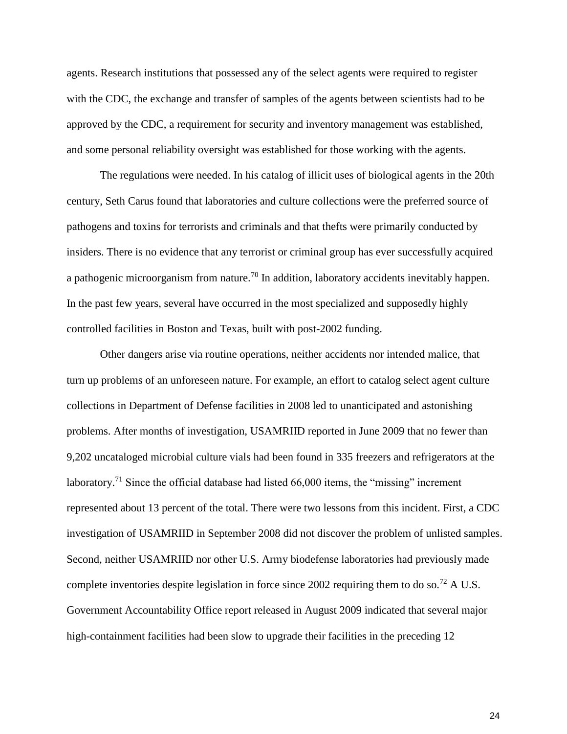agents. Research institutions that possessed any of the select agents were required to register with the CDC, the exchange and transfer of samples of the agents between scientists had to be approved by the CDC, a requirement for security and inventory management was established, and some personal reliability oversight was established for those working with the agents.

The regulations were needed. In his catalog of illicit uses of biological agents in the 20th century, Seth Carus found that laboratories and culture collections were the preferred source of pathogens and toxins for terrorists and criminals and that thefts were primarily conducted by insiders. There is no evidence that any terrorist or criminal group has ever successfully acquired a pathogenic microorganism from nature.[70] In addition, laboratory accidents inevitably happen. In the past few years, several have occurred in the most specialized and supposedly highly controlled facilities in Boston and Texas, built with post-2002 funding.

Other dangers arise via routine operations, neither accidents nor intended malice, that turn up problems of an unforeseen nature. For example, an effort to catalog select agent culture collections in Department of Defense facilities in 2008 led to unanticipated and astonishing problems. After months of investigation, USAMRIID reported in June 2009 that no fewer than 9,202 uncataloged microbial culture vials had been found in 335 freezers and refrigerators at the laboratory.[71] Since the official database had listed 66,000 items, the "missing" increment represented about 13 percent of the total. There were two lessons from this incident. First, a CDC investigation of USAMRIID in September 2008 did not discover the problem of unlisted samples. Second, neither USAMRIID nor other U.S. Army biodefense laboratories had previously made complete inventories despite legislation in force since 2002 requiring them to do so.[72] A U.S. Government Accountability Office report released in August 2009 indicated that several major high-containment facilities had been slow to upgrade their facilities in the preceding 12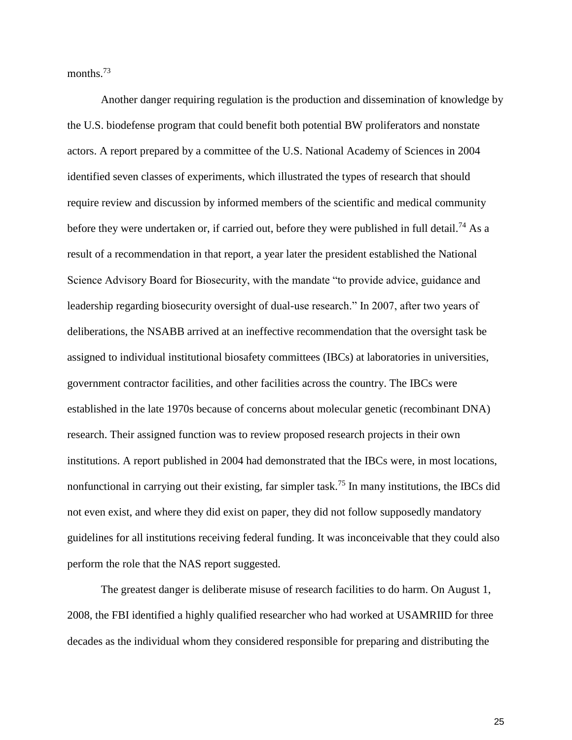months.[73]

Another danger requiring regulation is the production and dissemination of knowledge by the U.S. biodefense program that could benefit both potential BW proliferators and nonstate actors. A report prepared by a committee of the U.S. National Academy of Sciences in 2004 identified seven classes of experiments, which illustrated the types of research that should require review and discussion by informed members of the scientific and medical community before they were undertaken or, if carried out, before they were published in full detail.[74] As a result of a recommendation in that report, a year later the president established the National Science Advisory Board for Biosecurity, with the mandate "to provide advice, guidance and leadership regarding biosecurity oversight of dual-use research." In 2007, after two years of deliberations, the NSABB arrived at an ineffective recommendation that the oversight task be assigned to individual institutional biosafety committees (IBCs) at laboratories in universities, government contractor facilities, and other facilities across the country. The IBCs were established in the late 1970s because of concerns about molecular genetic (recombinant DNA) research. Their assigned function was to review proposed research projects in their own institutions. A report published in 2004 had demonstrated that the IBCs were, in most locations, nonfunctional in carrying out their existing, far simpler task.[75] In many institutions, the IBCs did not even exist, and where they did exist on paper, they did not follow supposedly mandatory guidelines for all institutions receiving federal funding. It was inconceivable that they could also perform the role that the NAS report suggested.

The greatest danger is deliberate misuse of research facilities to do harm. On August 1, 2008, the FBI identified a highly qualified researcher who had worked at USAMRIID for three decades as the individual whom they considered responsible for preparing and distributing the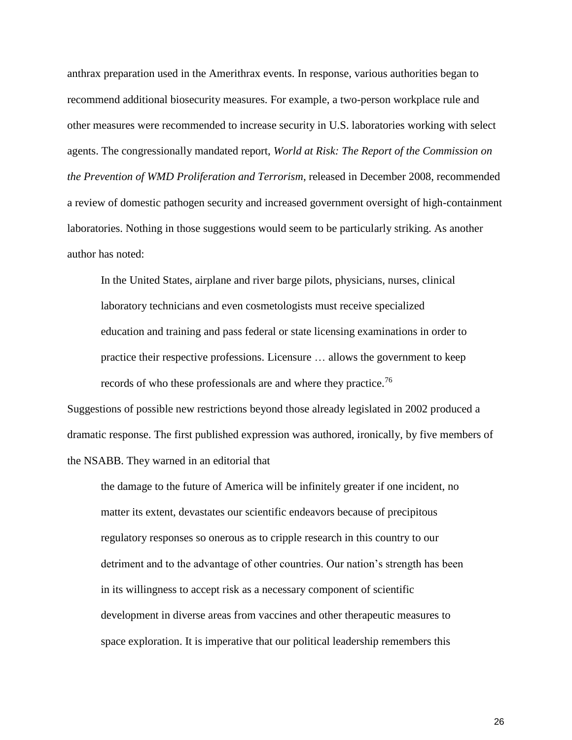anthrax preparation used in the Amerithrax events. In response, various authorities began to recommend additional biosecurity measures. For example, a two-person workplace rule and other measures were recommended to increase security in U.S. laboratories working with select agents. The congressionally mandated report, *World at Risk: The Report of the Commission on the Prevention of WMD Proliferation and Terrorism*, released in December 2008, recommended a review of domestic pathogen security and increased government oversight of high-containment laboratories. Nothing in those suggestions would seem to be particularly striking. As another author has noted:

> In the United States, airplane and river barge pilots, physicians, nurses, clinical laboratory technicians and even cosmetologists must receive specialized education and training and pass federal or state licensing examinations in order to practice their respective professions. Licensure … allows the government to keep records of who these professionals are and where they practice.[76]

Suggestions of possible new restrictions beyond those already legislated in 2002 produced a dramatic response. The first published expression was authored, ironically, by five members of the NSABB. They warned in an editorial that

> the damage to the future of America will be infinitely greater if one incident, no matter its extent, devastates our scientific endeavors because of precipitous regulatory responses so onerous as to cripple research in this country to our detriment and to the advantage of other countries. Our nation's strength has been in its willingness to accept risk as a necessary component of scientific development in diverse areas from vaccines and other therapeutic measures to space exploration. It is imperative that our political leadership remembers this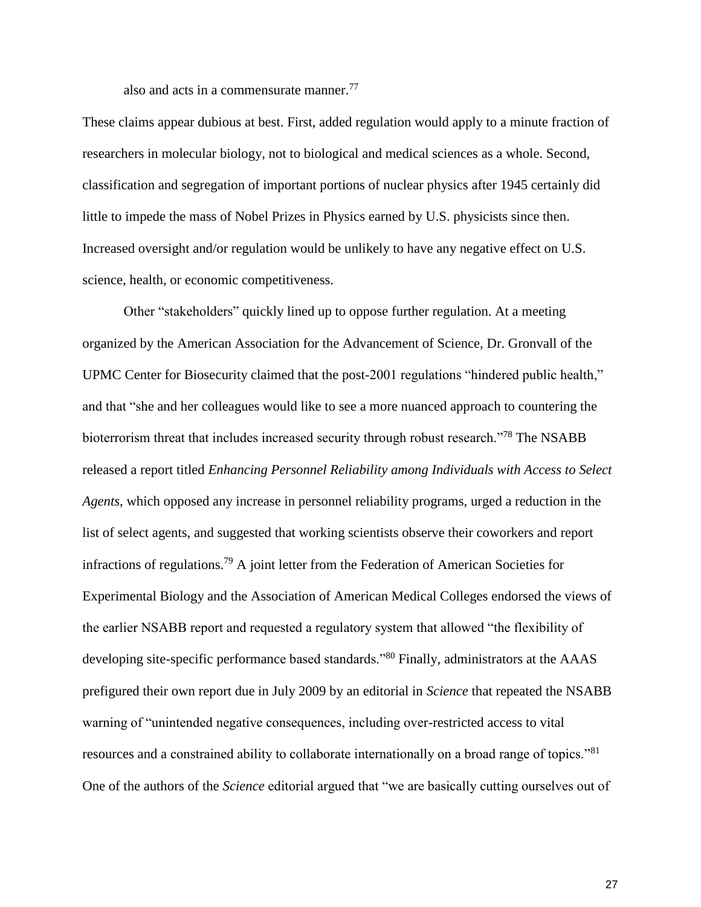also and acts in a commensurate manner.[77]

These claims appear dubious at best. First, added regulation would apply to a minute fraction of researchers in molecular biology, not to biological and medical sciences as a whole. Second, classification and segregation of important portions of nuclear physics after 1945 certainly did little to impede the mass of Nobel Prizes in Physics earned by U.S. physicists since then. Increased oversight and/or regulation would be unlikely to have any negative effect on U.S. science, health, or economic competitiveness.

Other "stakeholders" quickly lined up to oppose further regulation. At a meeting organized by the American Association for the Advancement of Science, Dr. Gronvall of the UPMC Center for Biosecurity claimed that the post-2001 regulations "hindered public health," and that "she and her colleagues would like to see a more nuanced approach to countering the bioterrorism threat that includes increased security through robust research."[78] The NSABB released a report titled *Enhancing Personnel Reliability among Individuals with Access to Select Agents*, which opposed any increase in personnel reliability programs, urged a reduction in the list of select agents, and suggested that working scientists observe their coworkers and report infractions of regulations.[79] A joint letter from the Federation of American Societies for Experimental Biology and the Association of American Medical Colleges endorsed the views of the earlier NSABB report and requested a regulatory system that allowed "the flexibility of developing site-specific performance based standards."[80] Finally, administrators at the AAAS prefigured their own report due in July 2009 by an editorial in *Science* that repeated the NSABB warning of "unintended negative consequences, including over-restricted access to vital resources and a constrained ability to collaborate internationally on a broad range of topics."[81] One of the authors of the *Science* editorial argued that "we are basically cutting ourselves out of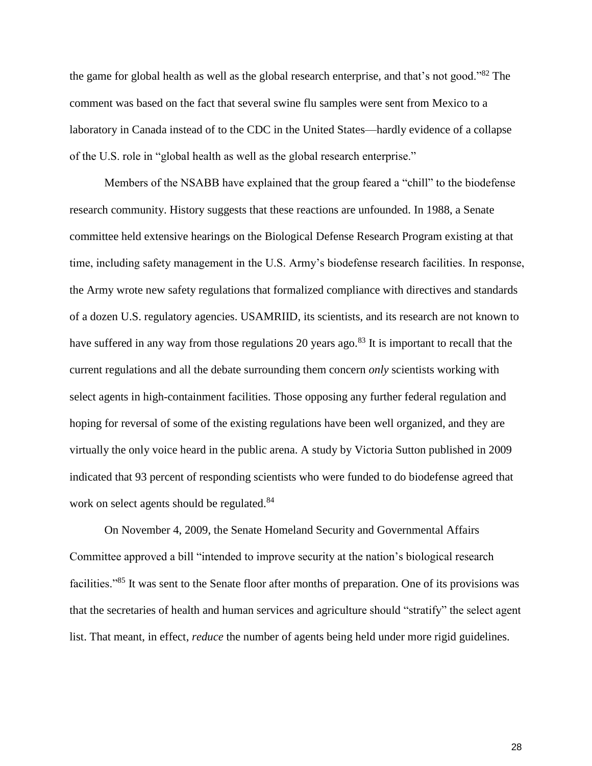the game for global health as well as the global research enterprise, and that's not good."[82] The comment was based on the fact that several swine flu samples were sent from Mexico to a laboratory in Canada instead of to the CDC in the United States—hardly evidence of a collapse of the U.S. role in "global health as well as the global research enterprise."

Members of the NSABB have explained that the group feared a "chill" to the biodefense research community. History suggests that these reactions are unfounded. In 1988, a Senate committee held extensive hearings on the Biological Defense Research Program existing at that time, including safety management in the U.S. Army's biodefense research facilities. In response, the Army wrote new safety regulations that formalized compliance with directives and standards of a dozen U.S. regulatory agencies. USAMRIID, its scientists, and its research are not known to have suffered in any way from those regulations 20 years ago.[83] It is important to recall that the current regulations and all the debate surrounding them concern *only* scientists working with select agents in high-containment facilities. Those opposing any further federal regulation and hoping for reversal of some of the existing regulations have been well organized, and they are virtually the only voice heard in the public arena. A study by Victoria Sutton published in 2009 indicated that 93 percent of responding scientists who were funded to do biodefense agreed that work on select agents should be regulated.[84]

On November 4, 2009, the Senate Homeland Security and Governmental Affairs Committee approved a bill "intended to improve security at the nation's biological research facilities."[85] It was sent to the Senate floor after months of preparation. One of its provisions was that the secretaries of health and human services and agriculture should "stratify" the select agent list. That meant, in effect, *reduce* the number of agents being held under more rigid guidelines.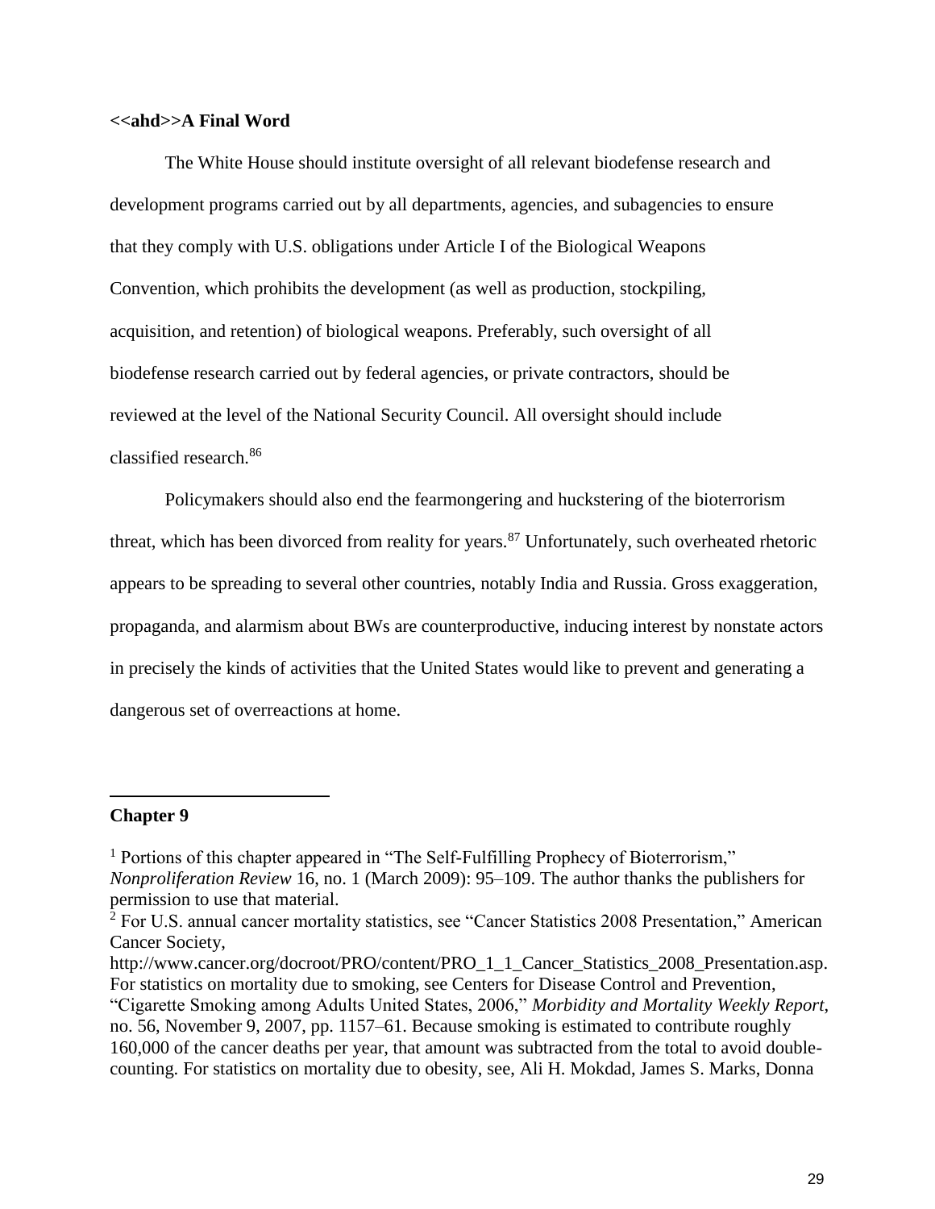**<<ahd>>A Final Word**

The White House should institute oversight of all relevant biodefense research and development programs carried out by all departments, agencies, and subagencies to ensure that they comply with U.S. obligations under Article I of the Biological Weapons Convention, which prohibits the development (as well as production, stockpiling, acquisition, and retention) of biological weapons. Preferably, such oversight of all biodefense research carried out by federal agencies, or private contractors, should be reviewed at the level of the National Security Council. All oversight should include classified research.[86]

Policymakers should also end the fearmongering and huckstering of the bioterrorism threat, which has been divorced from reality for years.[87] Unfortunately, such overheated rhetoric appears to be spreading to several other countries, notably India and Russia. Gross exaggeration, propaganda, and alarmism about BWs are counterproductive, inducing interest by nonstate actors in precisely the kinds of activities that the United States would like to prevent and generating a dangerous set of overreactions at home.

---

**Chapter 9**

[1] Portions of this chapter appeared in "The Self-Fulfilling Prophecy of Bioterrorism," *Nonproliferation Review* 16, no. 1 (March 2009): 95–109. The author thanks the publishers for permission to use that material.

[2] For U.S. annual cancer mortality statistics, see "Cancer Statistics 2008 Presentation," American Cancer Society, http://www.cancer.org/docroot/PRO/content/PRO_1_1_Cancer_Statistics_2008_Presentation.asp. For statistics on mortality due to smoking, see Centers for Disease Control and Prevention, "Cigarette Smoking among Adults United States, 2006," *Morbidity and Mortality Weekly Report*, no. 56, November 9, 2007, pp. 1157–61. Because smoking is estimated to contribute roughly 160,000 of the cancer deaths per year, that amount was subtracted from the total to avoid double-counting. For statistics on mortality due to obesity, see, Ali H. Mokdad, James S. Marks, Donna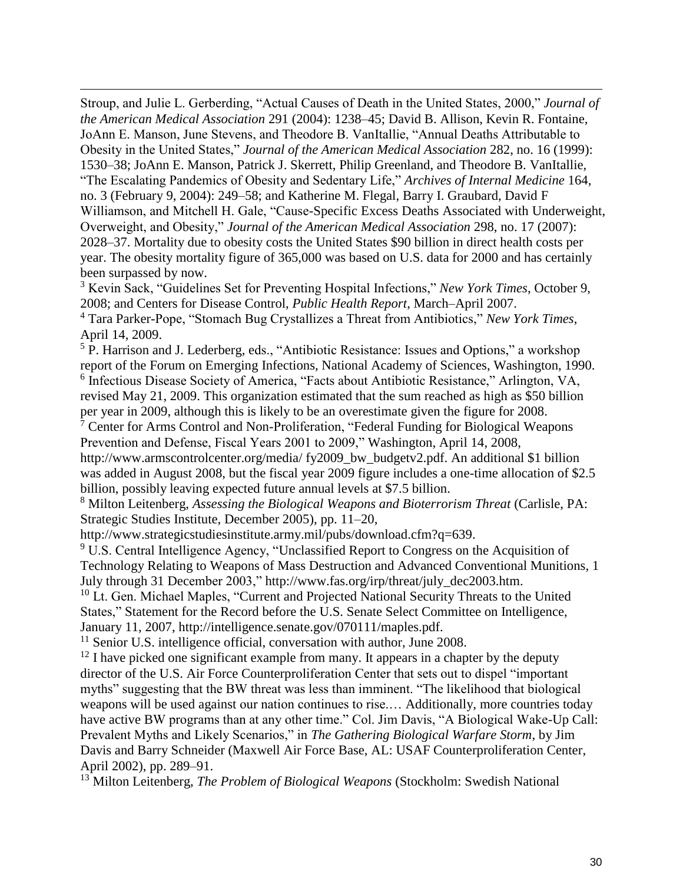Stroup, and Julie L. Gerberding, “Actual Causes of Death in the United States, 2000,” *Journal of the American Medical Association* 291 (2004): 1238–45; David B. Allison, Kevin R. Fontaine, JoAnn E. Manson, June Stevens, and Theodore B. VanItallie, “Annual Deaths Attributable to Obesity in the United States,” *Journal of the American Medical Association* 282, no. 16 (1999): 1530–38; JoAnn E. Manson, Patrick J. Skerrett, Philip Greenland, and Theodore B. VanItallie, “The Escalating Pandemics of Obesity and Sedentary Life,” *Archives of Internal Medicine* 164, no. 3 (February 9, 2004): 249–58; and Katherine M. Flegal, Barry I. Graubard, David F Williamson, and Mitchell H. Gale, “Cause-Specific Excess Deaths Associated with Underweight, Overweight, and Obesity,” *Journal of the American Medical Association* 298, no. 17 (2007): 2028–37. Mortality due to obesity costs the United States $90 billion in direct health costs per year. The obesity mortality figure of 365,000 was based on U.S. data for 2000 and has certainly been surpassed by now.

[3] Kevin Sack, “Guidelines Set for Preventing Hospital Infections,” *New York Times*, October 9, 2008; and Centers for Disease Control, *Public Health Report*, March–April 2007.

[4] Tara Parker-Pope, “Stomach Bug Crystallizes a Threat from Antibiotics,” *New York Times*, April 14, 2009.

[5] P. Harrison and J. Lederberg, eds., “Antibiotic Resistance: Issues and Options,” a workshop report of the Forum on Emerging Infections, National Academy of Sciences, Washington, 1990.

[6] Infectious Disease Society of America, “Facts about Antibiotic Resistance,” Arlington, VA, revised May 21, 2009. This organization estimated that the sum reached as high as $50 billion per year in 2009, although this is likely to be an overestimate given the figure for 2008.

[7] Center for Arms Control and Non-Proliferation, “Federal Funding for Biological Weapons Prevention and Defense, Fiscal Years 2001 to 2009,” Washington, April 14, 2008, http://www.armscontrolcenter.org/media/ fy2009_bw_budgetv2.pdf. An additional $1 billion was added in August 2008, but the fiscal year 2009 figure includes a one-time allocation of $2.5 billion, possibly leaving expected future annual levels at $7.5 billion.

[8] Milton Leitenberg, *Assessing the Biological Weapons and Bioterrorism Threat* (Carlisle, PA: Strategic Studies Institute, December 2005), pp. 11–20, http://www.strategicstudiesinstitute.army.mil/pubs/download.cfm?q=639.

[9] U.S. Central Intelligence Agency, “Unclassified Report to Congress on the Acquisition of Technology Relating to Weapons of Mass Destruction and Advanced Conventional Munitions, 1 July through 31 December 2003,” http://www.fas.org/irp/threat/july_dec2003.htm.

[10] Lt. Gen. Michael Maples, “Current and Projected National Security Threats to the United States,” Statement for the Record before the U.S. Senate Select Committee on Intelligence, January 11, 2007, http://intelligence.senate.gov/070111/maples.pdf.

[11] Senior U.S. intelligence official, conversation with author, June 2008.

[12] I have picked one significant example from many. It appears in a chapter by the deputy director of the U.S. Air Force Counterproliferation Center that sets out to dispel “important myths” suggesting that the BW threat was less than imminent. “The likelihood that biological weapons will be used against our nation continues to rise.… Additionally, more countries today have active BW programs than at any other time.” Col. Jim Davis, “A Biological Wake-Up Call: Prevalent Myths and Likely Scenarios,” in *The Gathering Biological Warfare Storm*, by Jim Davis and Barry Schneider (Maxwell Air Force Base, AL: USAF Counterproliferation Center, April 2002), pp. 289–91.

[13] Milton Leitenberg, *The Problem of Biological Weapons* (Stockholm: Swedish National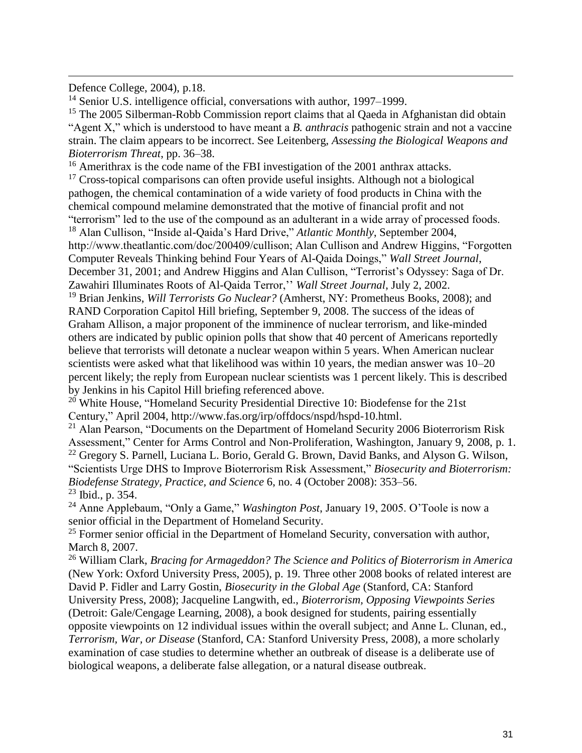Defence College, 2004), p.18.

[14] Senior U.S. intelligence official, conversations with author, 1997–1999.

[15] The 2005 Silberman-Robb Commission report claims that al Qaeda in Afghanistan did obtain "Agent X," which is understood to have meant a *B. anthracis* pathogenic strain and not a vaccine strain. The claim appears to be incorrect. See Leitenberg, *Assessing the Biological Weapons and Bioterrorism Threat*, pp. 36–38.

[16] Amerithrax is the code name of the FBI investigation of the 2001 anthrax attacks.

[17] Cross-topical comparisons can often provide useful insights. Although not a biological pathogen, the chemical contamination of a wide variety of food products in China with the chemical compound melamine demonstrated that the motive of financial profit and not "terrorism" led to the use of the compound as an adulterant in a wide array of processed foods.

[18] Alan Cullison, "Inside al-Qaida's Hard Drive," *Atlantic Monthly*, September 2004, http://www.theatlantic.com/doc/200409/cullison; Alan Cullison and Andrew Higgins, "Forgotten Computer Reveals Thinking behind Four Years of Al-Qaida Doings," *Wall Street Journal*, December 31, 2001; and Andrew Higgins and Alan Cullison, "Terrorist's Odyssey: Saga of Dr. Zawahiri Illuminates Roots of Al-Qaida Terror,'' *Wall Street Journal*, July 2, 2002.

[19] Brian Jenkins, *Will Terrorists Go Nuclear?* (Amherst, NY: Prometheus Books, 2008); and RAND Corporation Capitol Hill briefing, September 9, 2008. The success of the ideas of Graham Allison, a major proponent of the imminence of nuclear terrorism, and like-minded others are indicated by public opinion polls that show that 40 percent of Americans reportedly believe that terrorists will detonate a nuclear weapon within 5 years. When American nuclear scientists were asked what that likelihood was within 10 years, the median answer was 10–20 percent likely; the reply from European nuclear scientists was 1 percent likely. This is described by Jenkins in his Capitol Hill briefing referenced above.

[20] White House, "Homeland Security Presidential Directive 10: Biodefense for the 21st Century," April 2004, http://www.fas.org/irp/offdocs/nspd/hspd-10.html.

[21] Alan Pearson, "Documents on the Department of Homeland Security 2006 Bioterrorism Risk Assessment," Center for Arms Control and Non-Proliferation, Washington, January 9, 2008, p. 1.

[22] Gregory S. Parnell, Luciana L. Borio, Gerald G. Brown, David Banks, and Alyson G. Wilson, "Scientists Urge DHS to Improve Bioterrorism Risk Assessment," *Biosecurity and Bioterrorism: Biodefense Strategy, Practice, and Science* 6, no. 4 (October 2008): 353–56.

[23] Ibid., p. 354.

[24] Anne Applebaum, "Only a Game," *Washington Post*, January 19, 2005. O'Toole is now a senior official in the Department of Homeland Security.

[25] Former senior official in the Department of Homeland Security, conversation with author, March 8, 2007.

[26] William Clark, *Bracing for Armageddon? The Science and Politics of Bioterrorism in America* (New York: Oxford University Press, 2005), p. 19. Three other 2008 books of related interest are David P. Fidler and Larry Gostin, *Biosecurity in the Global Age* (Stanford, CA: Stanford University Press, 2008); Jacqueline Langwith, ed., *Bioterrorism, Opposing Viewpoints Series* (Detroit: Gale/Cengage Learning, 2008), a book designed for students, pairing essentially opposite viewpoints on 12 individual issues within the overall subject; and Anne L. Clunan, ed., *Terrorism, War, or Disease* (Stanford, CA: Stanford University Press, 2008), a more scholarly examination of case studies to determine whether an outbreak of disease is a deliberate use of biological weapons, a deliberate false allegation, or a natural disease outbreak.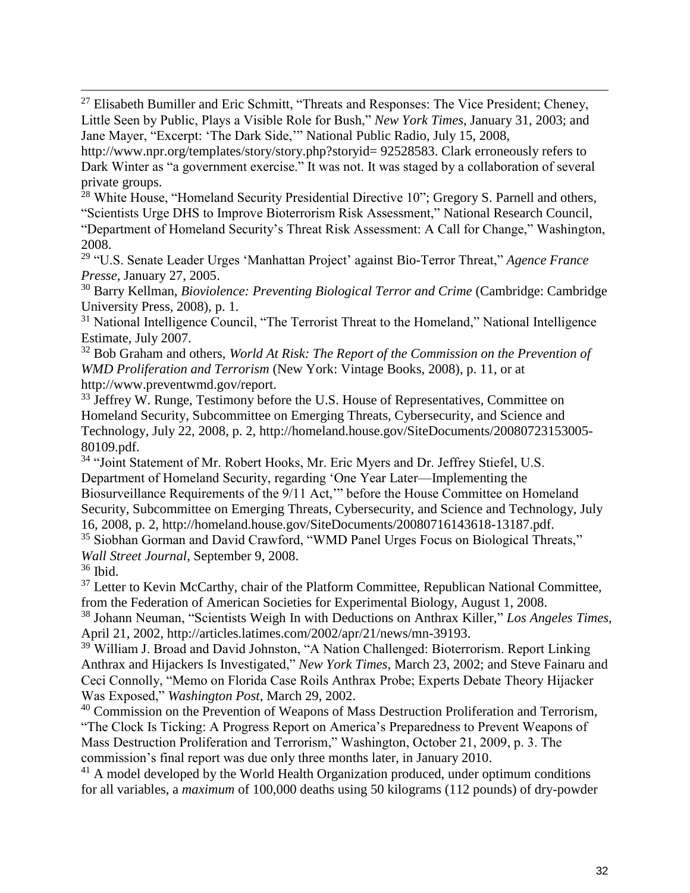[27] Elisabeth Bumiller and Eric Schmitt, "Threats and Responses: The Vice President; Cheney, Little Seen by Public, Plays a Visible Role for Bush," *New York Times*, January 31, 2003; and Jane Mayer, "Excerpt: 'The Dark Side,'" National Public Radio, July 15, 2008, http://www.npr.org/templates/story/story.php?storyid= 92528583. Clark erroneously refers to Dark Winter as "a government exercise." It was not. It was staged by a collaboration of several private groups.

[28] White House, "Homeland Security Presidential Directive 10"; Gregory S. Parnell and others, "Scientists Urge DHS to Improve Bioterrorism Risk Assessment," National Research Council, "Department of Homeland Security's Threat Risk Assessment: A Call for Change," Washington, 2008.

[29] "U.S. Senate Leader Urges 'Manhattan Project' against Bio-Terror Threat," *Agence France Presse*, January 27, 2005.

[30] Barry Kellman, *Bioviolence: Preventing Biological Terror and Crime* (Cambridge: Cambridge University Press, 2008), p. 1.

[31] National Intelligence Council, "The Terrorist Threat to the Homeland," National Intelligence Estimate, July 2007.

[32] Bob Graham and others, *World At Risk: The Report of the Commission on the Prevention of WMD Proliferation and Terrorism* (New York: Vintage Books, 2008), p. 11, or at http://www.preventwmd.gov/report.

[33] Jeffrey W. Runge, Testimony before the U.S. House of Representatives, Committee on Homeland Security, Subcommittee on Emerging Threats, Cybersecurity, and Science and Technology, July 22, 2008, p. 2, http://homeland.house.gov/SiteDocuments/20080723153005-80109.pdf.

[34] "Joint Statement of Mr. Robert Hooks, Mr. Eric Myers and Dr. Jeffrey Stiefel, U.S. Department of Homeland Security, regarding 'One Year Later—Implementing the Biosurveillance Requirements of the 9/11 Act,'" before the House Committee on Homeland Security, Subcommittee on Emerging Threats, Cybersecurity, and Science and Technology, July 16, 2008, p. 2, http://homeland.house.gov/SiteDocuments/20080716143618-13187.pdf.

[35] Siobhan Gorman and David Crawford, "WMD Panel Urges Focus on Biological Threats," *Wall Street Journal*, September 9, 2008.

[36] Ibid.

[37] Letter to Kevin McCarthy, chair of the Platform Committee, Republican National Committee, from the Federation of American Societies for Experimental Biology, August 1, 2008.

[38] Johann Neuman, "Scientists Weigh In with Deductions on Anthrax Killer," *Los Angeles Times*, April 21, 2002, http://articles.latimes.com/2002/apr/21/news/mn-39193.

[39] William J. Broad and David Johnston, "A Nation Challenged: Bioterrorism. Report Linking Anthrax and Hijackers Is Investigated," *New York Times*, March 23, 2002; and Steve Fainaru and Ceci Connolly, "Memo on Florida Case Roils Anthrax Probe; Experts Debate Theory Hijacker Was Exposed," *Washington Post*, March 29, 2002.

[40] Commission on the Prevention of Weapons of Mass Destruction Proliferation and Terrorism, "The Clock Is Ticking: A Progress Report on America's Preparedness to Prevent Weapons of Mass Destruction Proliferation and Terrorism," Washington, October 21, 2009, p. 3. The commission's final report was due only three months later, in January 2010.

[41] A model developed by the World Health Organization produced, under optimum conditions for all variables, a *maximum* of 100,000 deaths using 50 kilograms (112 pounds) of dry-powder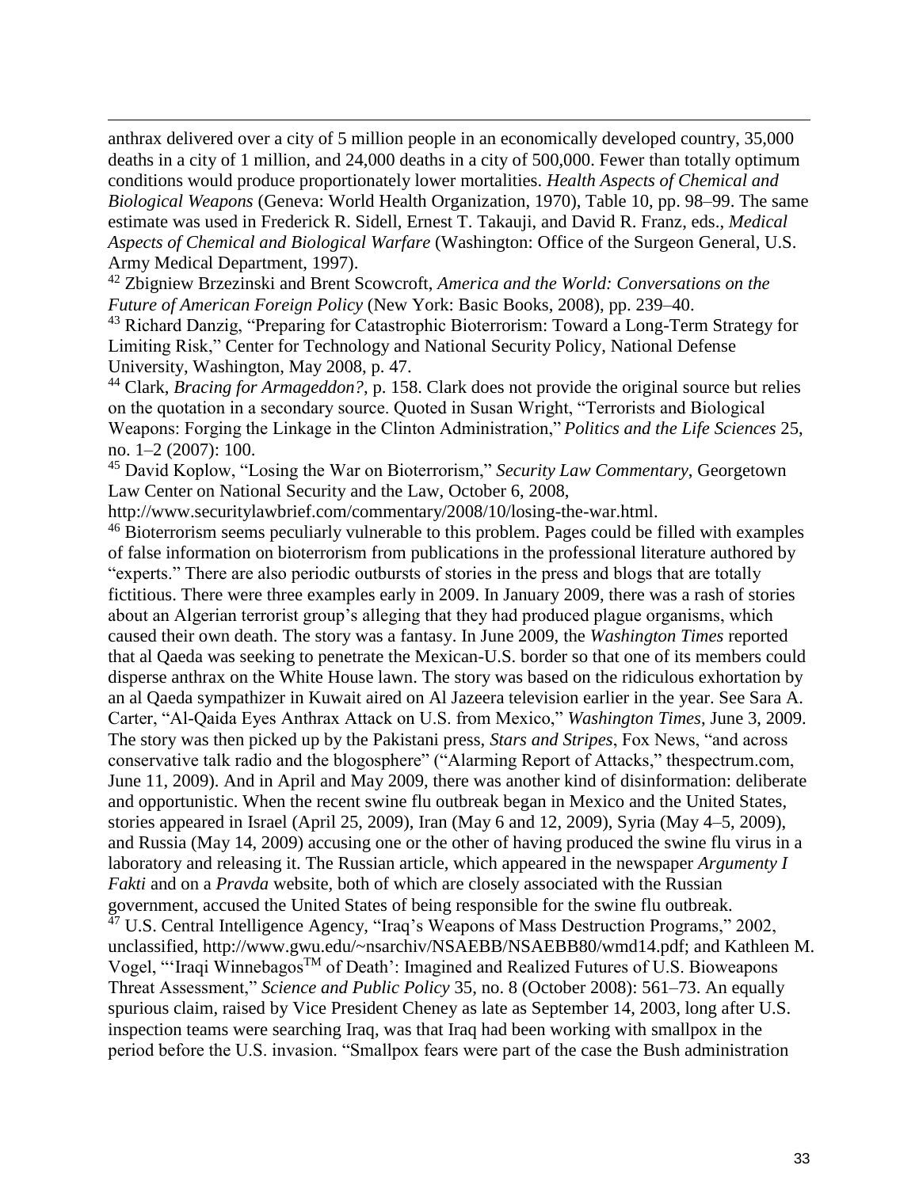anthrax delivered over a city of 5 million people in an economically developed country, 35,000 deaths in a city of 1 million, and 24,000 deaths in a city of 500,000. Fewer than totally optimum conditions would produce proportionately lower mortalities. *Health Aspects of Chemical and Biological Weapons* (Geneva: World Health Organization, 1970), Table 10, pp. 98–99. The same estimate was used in Frederick R. Sidell, Ernest T. Takauji, and David R. Franz, eds., *Medical Aspects of Chemical and Biological Warfare* (Washington: Office of the Surgeon General, U.S. Army Medical Department, 1997).

[42] Zbigniew Brzezinski and Brent Scowcroft, *America and the World: Conversations on the Future of American Foreign Policy* (New York: Basic Books, 2008), pp. 239–40.

[43] Richard Danzig, "Preparing for Catastrophic Bioterrorism: Toward a Long-Term Strategy for Limiting Risk," Center for Technology and National Security Policy, National Defense University, Washington, May 2008, p. 47.

[44] Clark, *Bracing for Armageddon?*, p. 158. Clark does not provide the original source but relies on the quotation in a secondary source. Quoted in Susan Wright, "Terrorists and Biological Weapons: Forging the Linkage in the Clinton Administration," *Politics and the Life Sciences* 25, no. 1–2 (2007): 100.

[45] David Koplow, "Losing the War on Bioterrorism," *Security Law Commentary*, Georgetown Law Center on National Security and the Law, October 6, 2008, http://www.securitylawbrief.com/commentary/2008/10/losing-the-war.html.

[46] Bioterrorism seems peculiarly vulnerable to this problem. Pages could be filled with examples of false information on bioterrorism from publications in the professional literature authored by "experts." There are also periodic outbursts of stories in the press and blogs that are totally fictitious. There were three examples early in 2009. In January 2009, there was a rash of stories about an Algerian terrorist group's alleging that they had produced plague organisms, which caused their own death. The story was a fantasy. In June 2009, the *Washington Times* reported that al Qaeda was seeking to penetrate the Mexican-U.S. border so that one of its members could disperse anthrax on the White House lawn. The story was based on the ridiculous exhortation by an al Qaeda sympathizer in Kuwait aired on Al Jazeera television earlier in the year. See Sara A. Carter, "Al-Qaida Eyes Anthrax Attack on U.S. from Mexico," *Washington Times*, June 3, 2009. The story was then picked up by the Pakistani press, *Stars and Stripes*, Fox News, "and across conservative talk radio and the blogosphere" ("Alarming Report of Attacks," thespectrum.com, June 11, 2009). And in April and May 2009, there was another kind of disinformation: deliberate and opportunistic. When the recent swine flu outbreak began in Mexico and the United States, stories appeared in Israel (April 25, 2009), Iran (May 6 and 12, 2009), Syria (May 4–5, 2009), and Russia (May 14, 2009) accusing one or the other of having produced the swine flu virus in a laboratory and releasing it. The Russian article, which appeared in the newspaper *Argumenty I Fakti* and on a *Pravda* website, both of which are closely associated with the Russian government, accused the United States of being responsible for the swine flu outbreak.

[47] U.S. Central Intelligence Agency, "Iraq's Weapons of Mass Destruction Programs," 2002, unclassified, http://www.gwu.edu/~nsarchiv/NSAEBB/NSAEBB80/wmd14.pdf; and Kathleen M. Vogel, "'Iraqi Winnebagos™ of Death': Imagined and Realized Futures of U.S. Bioweapons Threat Assessment," *Science and Public Policy* 35, no. 8 (October 2008): 561–73. An equally spurious claim, raised by Vice President Cheney as late as September 14, 2003, long after U.S. inspection teams were searching Iraq, was that Iraq had been working with smallpox in the period before the U.S. invasion. "Smallpox fears were part of the case the Bush administration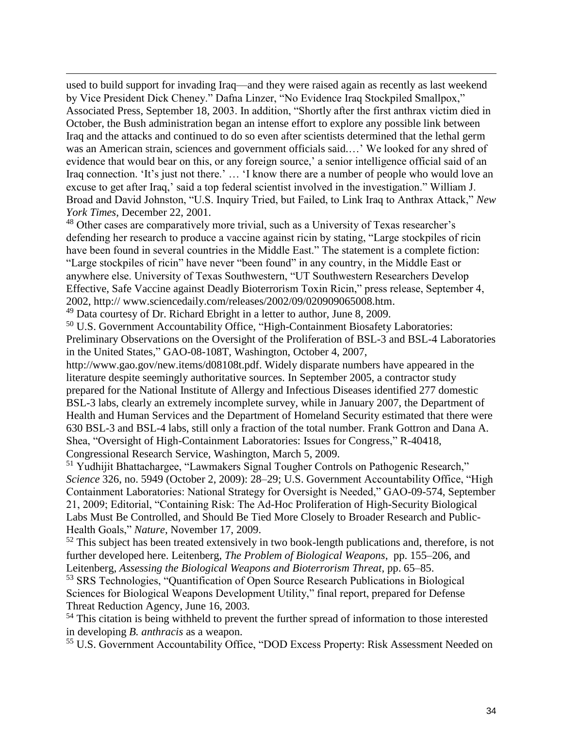used to build support for invading Iraq—and they were raised again as recently as last weekend by Vice President Dick Cheney." Dafna Linzer, "No Evidence Iraq Stockpiled Smallpox," Associated Press, September 18, 2003. In addition, "Shortly after the first anthrax victim died in October, the Bush administration began an intense effort to explore any possible link between Iraq and the attacks and continued to do so even after scientists determined that the lethal germ was an American strain, sciences and government officials said.…' We looked for any shred of evidence that would bear on this, or any foreign source,' a senior intelligence official said of an Iraq connection. 'It's just not there.' … 'I know there are a number of people who would love an excuse to get after Iraq,' said a top federal scientist involved in the investigation." William J. Broad and David Johnston, "U.S. Inquiry Tried, but Failed, to Link Iraq to Anthrax Attack," *New York Times*, December 22, 2001.

[48] Other cases are comparatively more trivial, such as a University of Texas researcher's defending her research to produce a vaccine against ricin by stating, "Large stockpiles of ricin have been found in several countries in the Middle East." The statement is a complete fiction: "Large stockpiles of ricin" have never "been found" in any country, in the Middle East or anywhere else. University of Texas Southwestern, "UT Southwestern Researchers Develop Effective, Safe Vaccine against Deadly Bioterrorism Toxin Ricin," press release, September 4, 2002, http:// www.sciencedaily.com/releases/2002/09/020909065008.htm.

[49] Data courtesy of Dr. Richard Ebright in a letter to author, June 8, 2009.

[50] U.S. Government Accountability Office, "High-Containment Biosafety Laboratories: Preliminary Observations on the Oversight of the Proliferation of BSL-3 and BSL-4 Laboratories in the United States," GAO-08-108T, Washington, October 4, 2007, http://www.gao.gov/new.items/d08108t.pdf. Widely disparate numbers have appeared in the literature despite seemingly authoritative sources. In September 2005, a contractor study prepared for the National Institute of Allergy and Infectious Diseases identified 277 domestic BSL-3 labs, clearly an extremely incomplete survey, while in January 2007, the Department of Health and Human Services and the Department of Homeland Security estimated that there were 630 BSL-3 and BSL-4 labs, still only a fraction of the total number. Frank Gottron and Dana A. Shea, "Oversight of High-Containment Laboratories: Issues for Congress," R-40418, Congressional Research Service, Washington, March 5, 2009.

[51] Yudhijit Bhattachargee, "Lawmakers Signal Tougher Controls on Pathogenic Research," *Science* 326, no. 5949 (October 2, 2009): 28–29; U.S. Government Accountability Office, "High Containment Laboratories: National Strategy for Oversight is Needed," GAO-09-574, September 21, 2009; Editorial, "Containing Risk: The Ad-Hoc Proliferation of High-Security Biological Labs Must Be Controlled, and Should Be Tied More Closely to Broader Research and Public-Health Goals," *Nature*, November 17, 2009.

[52] This subject has been treated extensively in two book-length publications and, therefore, is not further developed here. Leitenberg, *The Problem of Biological Weapons*, pp. 155–206, and Leitenberg, *Assessing the Biological Weapons and Bioterrorism Threat*, pp. 65–85.

[53] SRS Technologies, "Quantification of Open Source Research Publications in Biological Sciences for Biological Weapons Development Utility," final report, prepared for Defense Threat Reduction Agency, June 16, 2003.

[54] This citation is being withheld to prevent the further spread of information to those interested in developing *B. anthracis* as a weapon.

[55] U.S. Government Accountability Office, "DOD Excess Property: Risk Assessment Needed on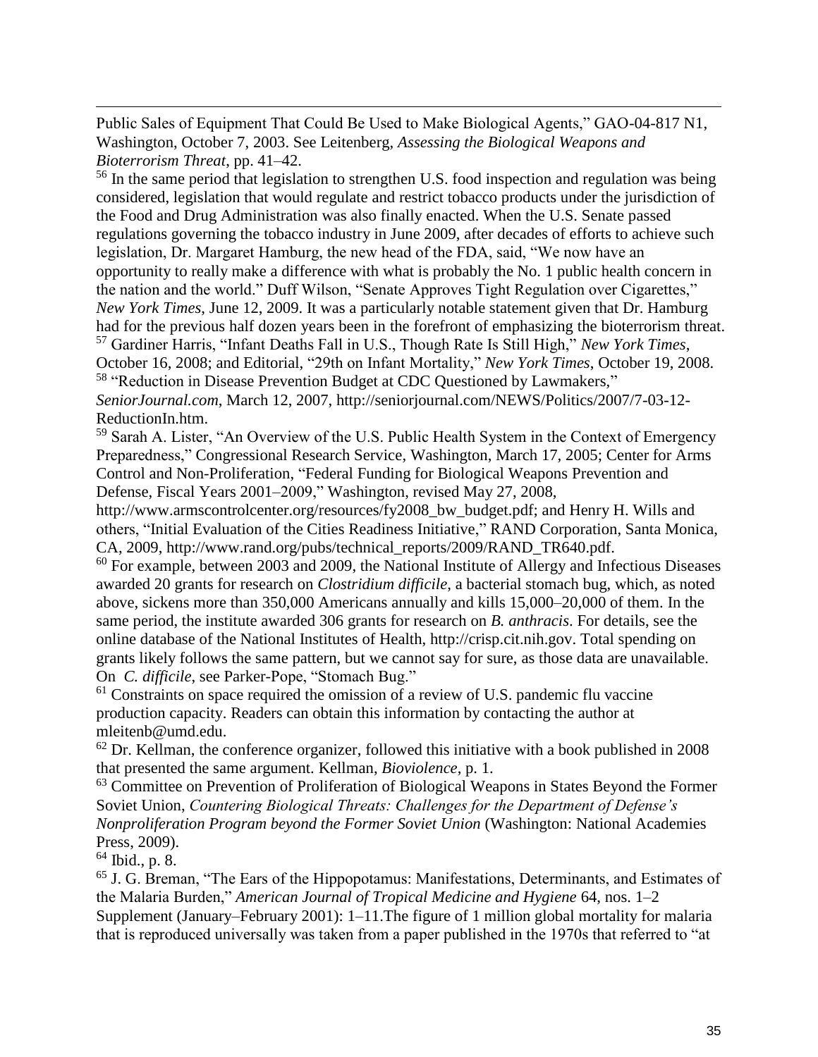Public Sales of Equipment That Could Be Used to Make Biological Agents," GAO-04-817 N1, Washington, October 7, 2003. See Leitenberg, *Assessing the Biological Weapons and Bioterrorism Threat*, pp. 41–42.

[56] In the same period that legislation to strengthen U.S. food inspection and regulation was being considered, legislation that would regulate and restrict tobacco products under the jurisdiction of the Food and Drug Administration was also finally enacted. When the U.S. Senate passed regulations governing the tobacco industry in June 2009, after decades of efforts to achieve such legislation, Dr. Margaret Hamburg, the new head of the FDA, said, "We now have an opportunity to really make a difference with what is probably the No. 1 public health concern in the nation and the world." Duff Wilson, "Senate Approves Tight Regulation over Cigarettes," *New York Times*, June 12, 2009. It was a particularly notable statement given that Dr. Hamburg had for the previous half dozen years been in the forefront of emphasizing the bioterrorism threat.

[57] Gardiner Harris, "Infant Deaths Fall in U.S., Though Rate Is Still High," *New York Times*, October 16, 2008; and Editorial, "29th on Infant Mortality," *New York Times*, October 19, 2008.

[58] "Reduction in Disease Prevention Budget at CDC Questioned by Lawmakers," *SeniorJournal.com*, March 12, 2007, http://seniorjournal.com/NEWS/Politics/2007/7-03-12-ReductionIn.htm.

[59] Sarah A. Lister, "An Overview of the U.S. Public Health System in the Context of Emergency Preparedness," Congressional Research Service, Washington, March 17, 2005; Center for Arms Control and Non-Proliferation, "Federal Funding for Biological Weapons Prevention and Defense, Fiscal Years 2001–2009," Washington, revised May 27, 2008, http://www.armscontrolcenter.org/resources/fy2008_bw_budget.pdf; and Henry H. Wills and others, "Initial Evaluation of the Cities Readiness Initiative," RAND Corporation, Santa Monica, CA, 2009, http://www.rand.org/pubs/technical_reports/2009/RAND_TR640.pdf.

[60] For example, between 2003 and 2009, the National Institute of Allergy and Infectious Diseases awarded 20 grants for research on *Clostridium difficile*, a bacterial stomach bug, which, as noted above, sickens more than 350,000 Americans annually and kills 15,000–20,000 of them. In the same period, the institute awarded 306 grants for research on *B. anthracis*. For details, see the online database of the National Institutes of Health, http://crisp.cit.nih.gov. Total spending on grants likely follows the same pattern, but we cannot say for sure, as those data are unavailable. On *C. difficile*, see Parker-Pope, "Stomach Bug."

[61] Constraints on space required the omission of a review of U.S. pandemic flu vaccine production capacity. Readers can obtain this information by contacting the author at mleitenb@umd.edu.

[62] Dr. Kellman, the conference organizer, followed this initiative with a book published in 2008 that presented the same argument. Kellman, *Bioviolence*, p. 1.

[63] Committee on Prevention of Proliferation of Biological Weapons in States Beyond the Former Soviet Union, *Countering Biological Threats: Challenges for the Department of Defense's Nonproliferation Program beyond the Former Soviet Union* (Washington: National Academies Press, 2009).

[64] Ibid., p. 8.

[65] J. G. Breman, "The Ears of the Hippopotamus: Manifestations, Determinants, and Estimates of the Malaria Burden," *American Journal of Tropical Medicine and Hygiene* 64, nos. 1–2 Supplement (January–February 2001): 1–11.The figure of 1 million global mortality for malaria that is reproduced universally was taken from a paper published in the 1970s that referred to "at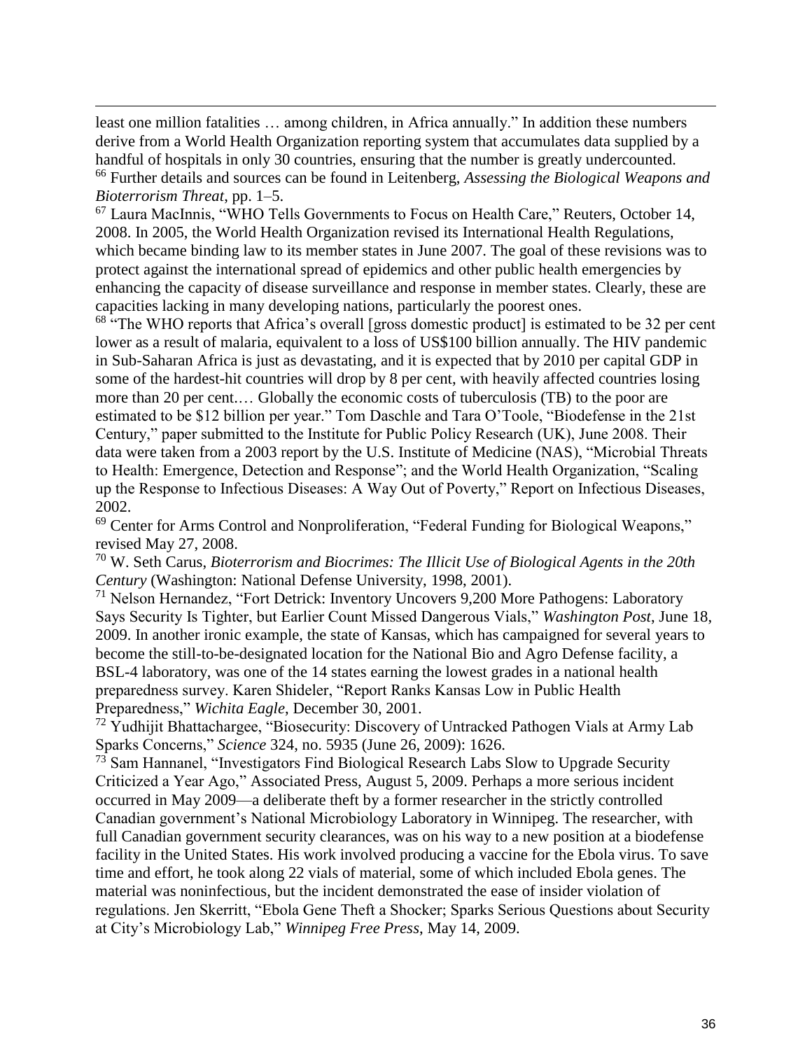least one million fatalities … among children, in Africa annually." In addition these numbers derive from a World Health Organization reporting system that accumulates data supplied by a handful of hospitals in only 30 countries, ensuring that the number is greatly undercounted.

[66] Further details and sources can be found in Leitenberg, *Assessing the Biological Weapons and Bioterrorism Threat*, pp. 1–5.

[67] Laura MacInnis, "WHO Tells Governments to Focus on Health Care," Reuters, October 14, 2008. In 2005, the World Health Organization revised its International Health Regulations, which became binding law to its member states in June 2007. The goal of these revisions was to protect against the international spread of epidemics and other public health emergencies by enhancing the capacity of disease surveillance and response in member states. Clearly, these are capacities lacking in many developing nations, particularly the poorest ones.

[68] "The WHO reports that Africa's overall [gross domestic product] is estimated to be 32 per cent lower as a result of malaria, equivalent to a loss of US$100 billion annually. The HIV pandemic in Sub-Saharan Africa is just as devastating, and it is expected that by 2010 per capital GDP in some of the hardest-hit countries will drop by 8 per cent, with heavily affected countries losing more than 20 per cent.… Globally the economic costs of tuberculosis (TB) to the poor are estimated to be $12 billion per year." Tom Daschle and Tara O'Toole, "Biodefense in the 21st Century," paper submitted to the Institute for Public Policy Research (UK), June 2008. Their data were taken from a 2003 report by the U.S. Institute of Medicine (NAS), "Microbial Threats to Health: Emergence, Detection and Response"; and the World Health Organization, "Scaling up the Response to Infectious Diseases: A Way Out of Poverty," Report on Infectious Diseases, 2002.

[69] Center for Arms Control and Nonproliferation, "Federal Funding for Biological Weapons," revised May 27, 2008.

[70] W. Seth Carus, *Bioterrorism and Biocrimes: The Illicit Use of Biological Agents in the 20th Century* (Washington: National Defense University, 1998, 2001).

[71] Nelson Hernandez, "Fort Detrick: Inventory Uncovers 9,200 More Pathogens: Laboratory Says Security Is Tighter, but Earlier Count Missed Dangerous Vials," *Washington Post*, June 18, 2009. In another ironic example, the state of Kansas, which has campaigned for several years to become the still-to-be-designated location for the National Bio and Agro Defense facility, a BSL-4 laboratory, was one of the 14 states earning the lowest grades in a national health preparedness survey. Karen Shideler, "Report Ranks Kansas Low in Public Health Preparedness," *Wichita Eagle*, December 30, 2001.

[72] Yudhijit Bhattachargee, "Biosecurity: Discovery of Untracked Pathogen Vials at Army Lab Sparks Concerns," *Science* 324, no. 5935 (June 26, 2009): 1626.

[73] Sam Hannanel, "Investigators Find Biological Research Labs Slow to Upgrade Security Criticized a Year Ago," Associated Press, August 5, 2009. Perhaps a more serious incident occurred in May 2009—a deliberate theft by a former researcher in the strictly controlled Canadian government's National Microbiology Laboratory in Winnipeg. The researcher, with full Canadian government security clearances, was on his way to a new position at a biodefense facility in the United States. His work involved producing a vaccine for the Ebola virus. To save time and effort, he took along 22 vials of material, some of which included Ebola genes. The material was noninfectious, but the incident demonstrated the ease of insider violation of regulations. Jen Skerritt, "Ebola Gene Theft a Shocker; Sparks Serious Questions about Security at City's Microbiology Lab," *Winnipeg Free Press*, May 14, 2009.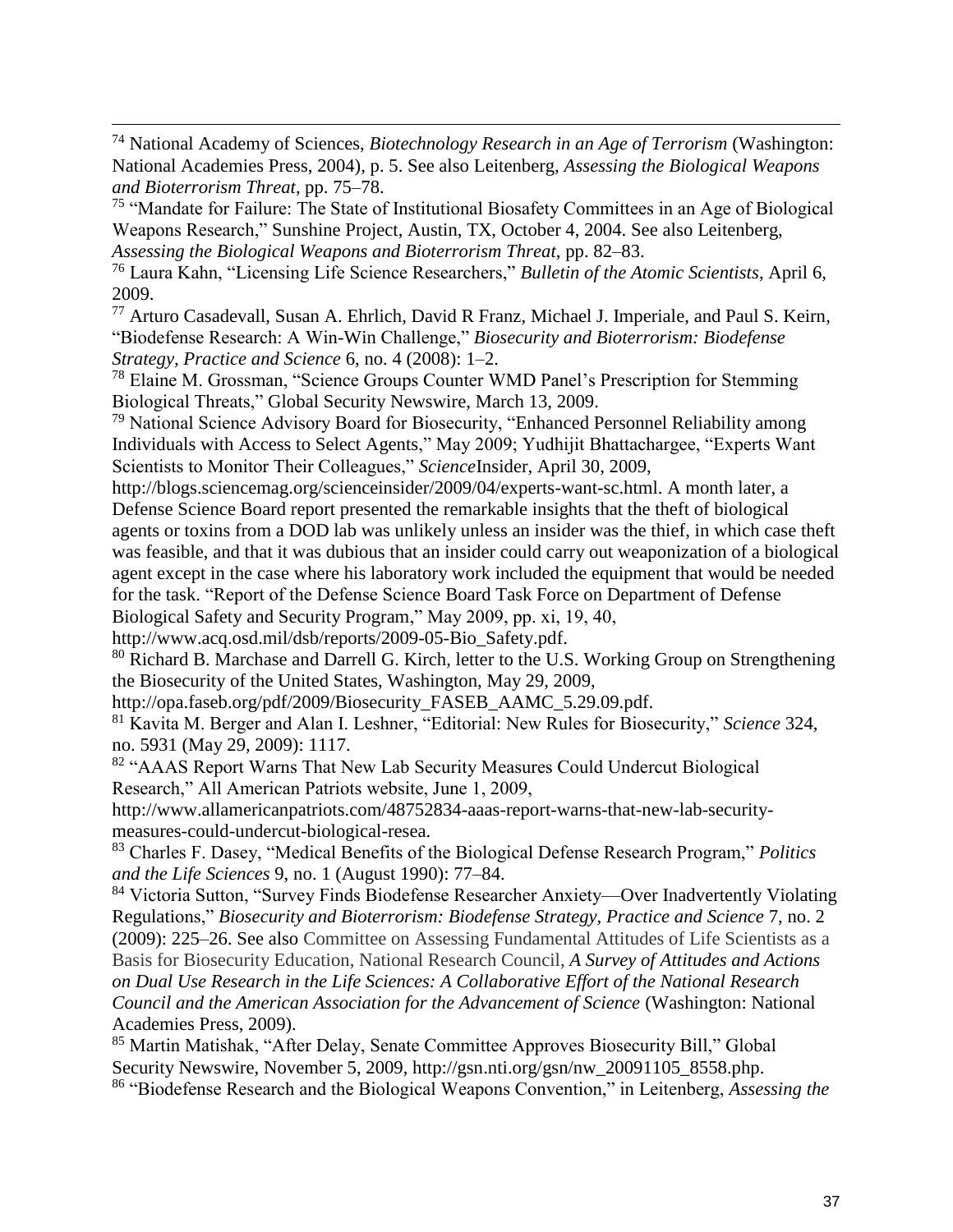[74] National Academy of Sciences, *Biotechnology Research in an Age of Terrorism* (Washington: National Academies Press, 2004), p. 5. See also Leitenberg, *Assessing the Biological Weapons and Bioterrorism Threat*, pp. 75–78.

[75] "Mandate for Failure: The State of Institutional Biosafety Committees in an Age of Biological Weapons Research," Sunshine Project, Austin, TX, October 4, 2004. See also Leitenberg, *Assessing the Biological Weapons and Bioterrorism Threat*, pp. 82–83.

[76] Laura Kahn, "Licensing Life Science Researchers," *Bulletin of the Atomic Scientists*, April 6, 2009.

[77] Arturo Casadevall, Susan A. Ehrlich, David R Franz, Michael J. Imperiale, and Paul S. Keirn, "Biodefense Research: A Win-Win Challenge," *Biosecurity and Bioterrorism: Biodefense Strategy, Practice and Science* 6, no. 4 (2008): 1–2.

[78] Elaine M. Grossman, "Science Groups Counter WMD Panel's Prescription for Stemming Biological Threats," Global Security Newswire, March 13, 2009.

[79] National Science Advisory Board for Biosecurity, "Enhanced Personnel Reliability among Individuals with Access to Select Agents," May 2009; Yudhijit Bhattachargee, "Experts Want Scientists to Monitor Their Colleagues," *Science*Insider, April 30, 2009, http://blogs.sciencemag.org/scienceinsider/2009/04/experts-want-sc.html. A month later, a Defense Science Board report presented the remarkable insights that the theft of biological agents or toxins from a DOD lab was unlikely unless an insider was the thief, in which case theft was feasible, and that it was dubious that an insider could carry out weaponization of a biological agent except in the case where his laboratory work included the equipment that would be needed for the task. "Report of the Defense Science Board Task Force on Department of Defense Biological Safety and Security Program," May 2009, pp. xi, 19, 40, http://www.acq.osd.mil/dsb/reports/2009-05-Bio_Safety.pdf.

[80] Richard B. Marchase and Darrell G. Kirch, letter to the U.S. Working Group on Strengthening the Biosecurity of the United States, Washington, May 29, 2009, http://opa.faseb.org/pdf/2009/Biosecurity_FASEB_AAMC_5.29.09.pdf.

[81] Kavita M. Berger and Alan I. Leshner, "Editorial: New Rules for Biosecurity," *Science* 324, no. 5931 (May 29, 2009): 1117.

[82] "AAAS Report Warns That New Lab Security Measures Could Undercut Biological Research," All American Patriots website, June 1, 2009, http://www.allamericanpatriots.com/48752834-aaas-report-warns-that-new-lab-security-measures-could-undercut-biological-resea.

[83] Charles F. Dasey, "Medical Benefits of the Biological Defense Research Program," *Politics and the Life Sciences* 9, no. 1 (August 1990): 77–84.

[84] Victoria Sutton, "Survey Finds Biodefense Researcher Anxiety—Over Inadvertently Violating Regulations," *Biosecurity and Bioterrorism: Biodefense Strategy, Practice and Science* 7, no. 2 (2009): 225–26. See also Committee on Assessing Fundamental Attitudes of Life Scientists as a Basis for Biosecurity Education, National Research Council, *A Survey of Attitudes and Actions on Dual Use Research in the Life Sciences: A Collaborative Effort of the National Research Council and the American Association for the Advancement of Science* (Washington: National Academies Press, 2009).

[85] Martin Matishak, "After Delay, Senate Committee Approves Biosecurity Bill," Global Security Newswire, November 5, 2009, http://gsn.nti.org/gsn/nw_20091105_8558.php.

[86] "Biodefense Research and the Biological Weapons Convention," in Leitenberg, *Assessing the*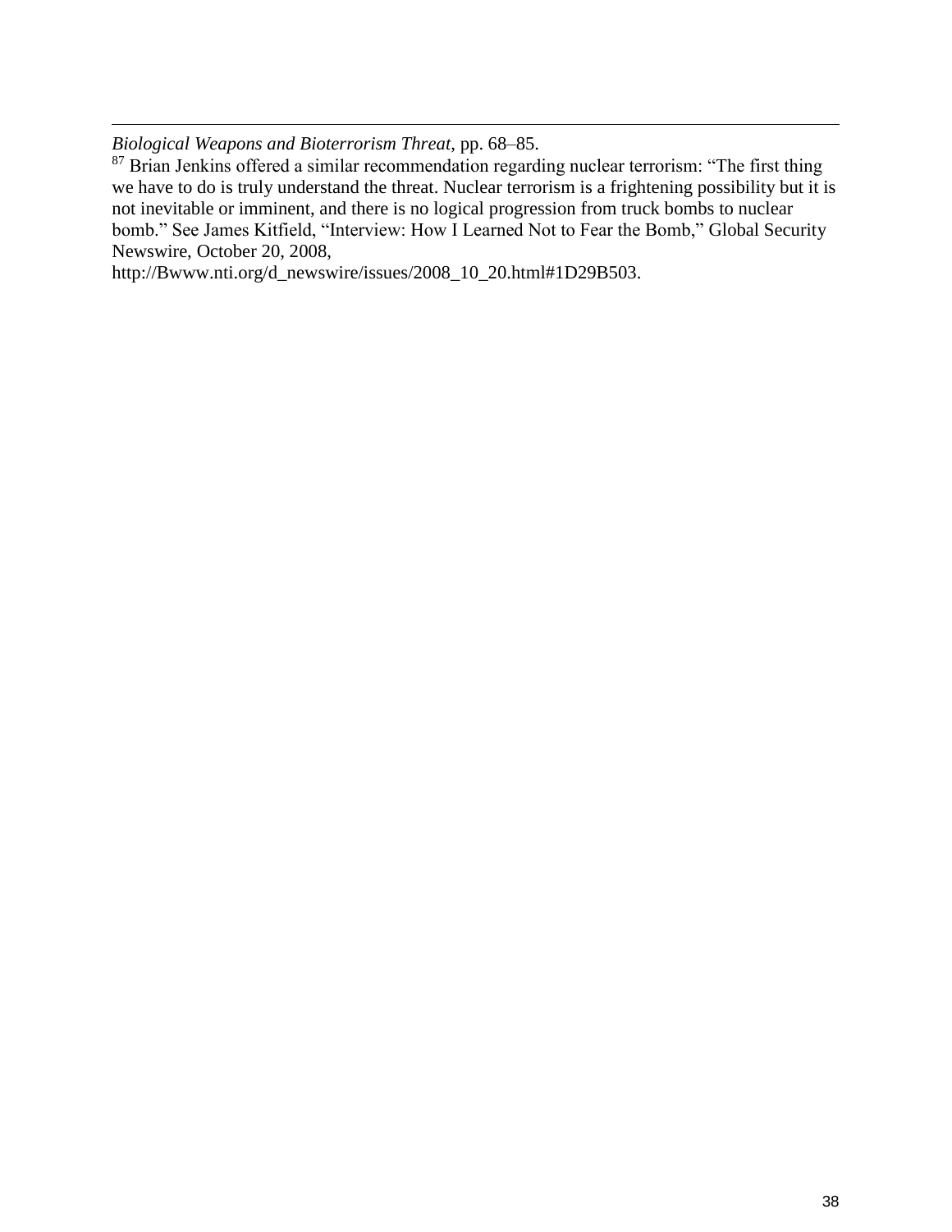*Biological Weapons and Bioterrorism Threat*, pp. 68–85.

[87] Brian Jenkins offered a similar recommendation regarding nuclear terrorism: "The first thing we have to do is truly understand the threat. Nuclear terrorism is a frightening possibility but it is not inevitable or imminent, and there is no logical progression from truck bombs to nuclear bomb." See James Kitfield, "Interview: How I Learned Not to Fear the Bomb," Global Security Newswire, October 20, 2008, http://Bwww.nti.org/d_newswire/issues/2008_10_20.html#1D29B503.